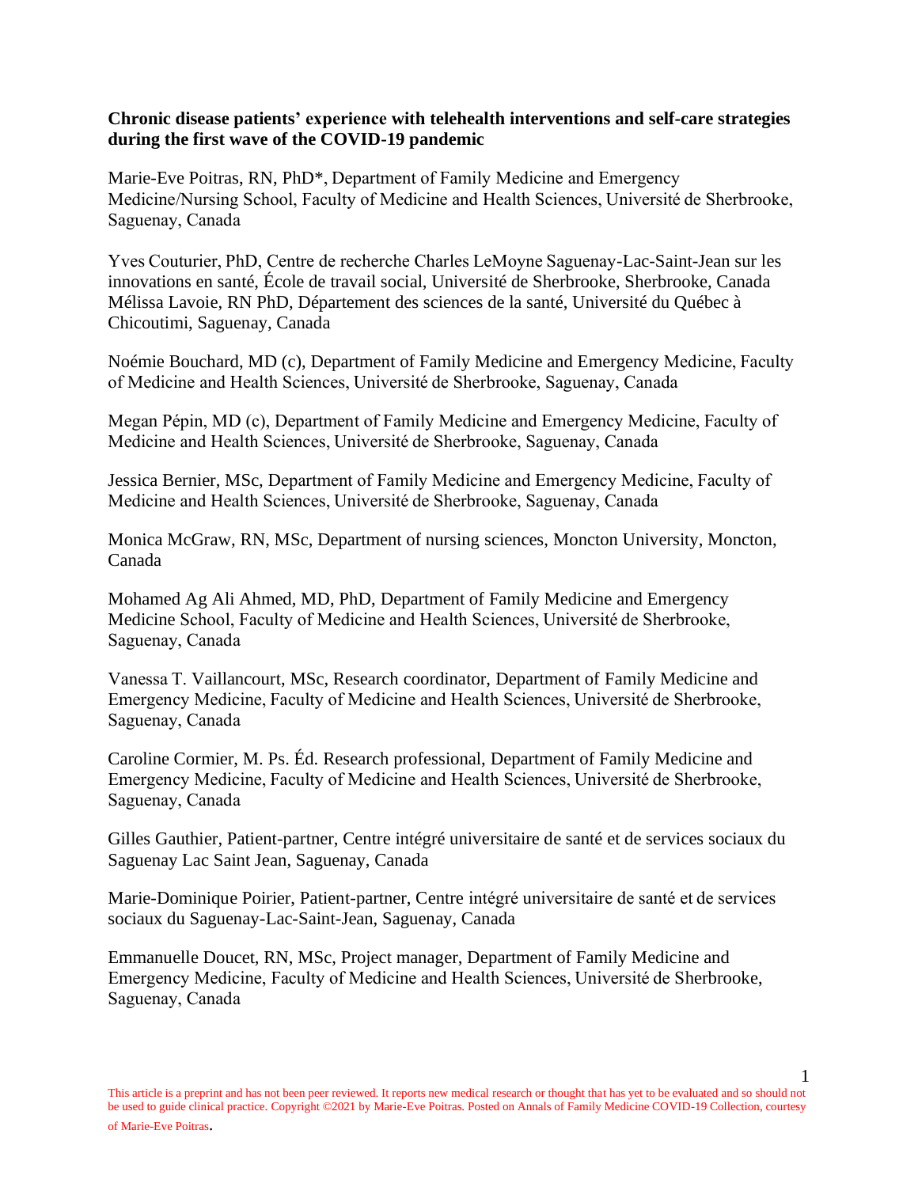**Chronic disease patients' experience with telehealth interventions and self-care strategies during the first wave of the COVID-19 pandemic**

Marie-Eve Poitras, RN, PhD*, Department of Family Medicine and Emergency Medicine/Nursing School, Faculty of Medicine and Health Sciences, Université de Sherbrooke, Saguenay, Canada

Yves Couturier, PhD, Centre de recherche Charles LeMoyne Saguenay-Lac-Saint-Jean sur les innovations en santé, École de travail social, Université de Sherbrooke, Sherbrooke, Canada

Mélissa Lavoie, RN PhD, Département des sciences de la santé, Université du Québec à Chicoutimi, Saguenay, Canada

Noémie Bouchard, MD (c), Department of Family Medicine and Emergency Medicine, Faculty of Medicine and Health Sciences, Université de Sherbrooke, Saguenay, Canada

Megan Pépin, MD (c), Department of Family Medicine and Emergency Medicine, Faculty of Medicine and Health Sciences, Université de Sherbrooke, Saguenay, Canada

Jessica Bernier, MSc, Department of Family Medicine and Emergency Medicine, Faculty of Medicine and Health Sciences, Université de Sherbrooke, Saguenay, Canada

Monica McGraw, RN, MSc, Department of nursing sciences, Moncton University, Moncton, Canada

Mohamed Ag Ali Ahmed, MD, PhD, Department of Family Medicine and Emergency Medicine School, Faculty of Medicine and Health Sciences, Université de Sherbrooke, Saguenay, Canada

Vanessa T. Vaillancourt, MSc, Research coordinator, Department of Family Medicine and Emergency Medicine, Faculty of Medicine and Health Sciences, Université de Sherbrooke, Saguenay, Canada

Caroline Cormier, M. Ps. Éd. Research professional, Department of Family Medicine and Emergency Medicine, Faculty of Medicine and Health Sciences, Université de Sherbrooke, Saguenay, Canada

Gilles Gauthier, Patient-partner, Centre intégré universitaire de santé et de services sociaux du Saguenay Lac Saint Jean, Saguenay, Canada

Marie-Dominique Poirier, Patient-partner, Centre intégré universitaire de santé et de services sociaux du Saguenay-Lac-Saint-Jean, Saguenay, Canada

Emmanuelle Doucet, RN, MSc, Project manager, Department of Family Medicine and Emergency Medicine, Faculty of Medicine and Health Sciences, Université de Sherbrooke, Saguenay, Canada

This article is a preprint and has not been peer reviewed. It reports new medical research or thought that has yet to be evaluated and so should not be used to guide clinical practice. Copyright ©2021 by Marie-Eve Poitras. Posted on Annals of Family Medicine COVID-19 Collection, courtesy of Marie-Eve Poitras.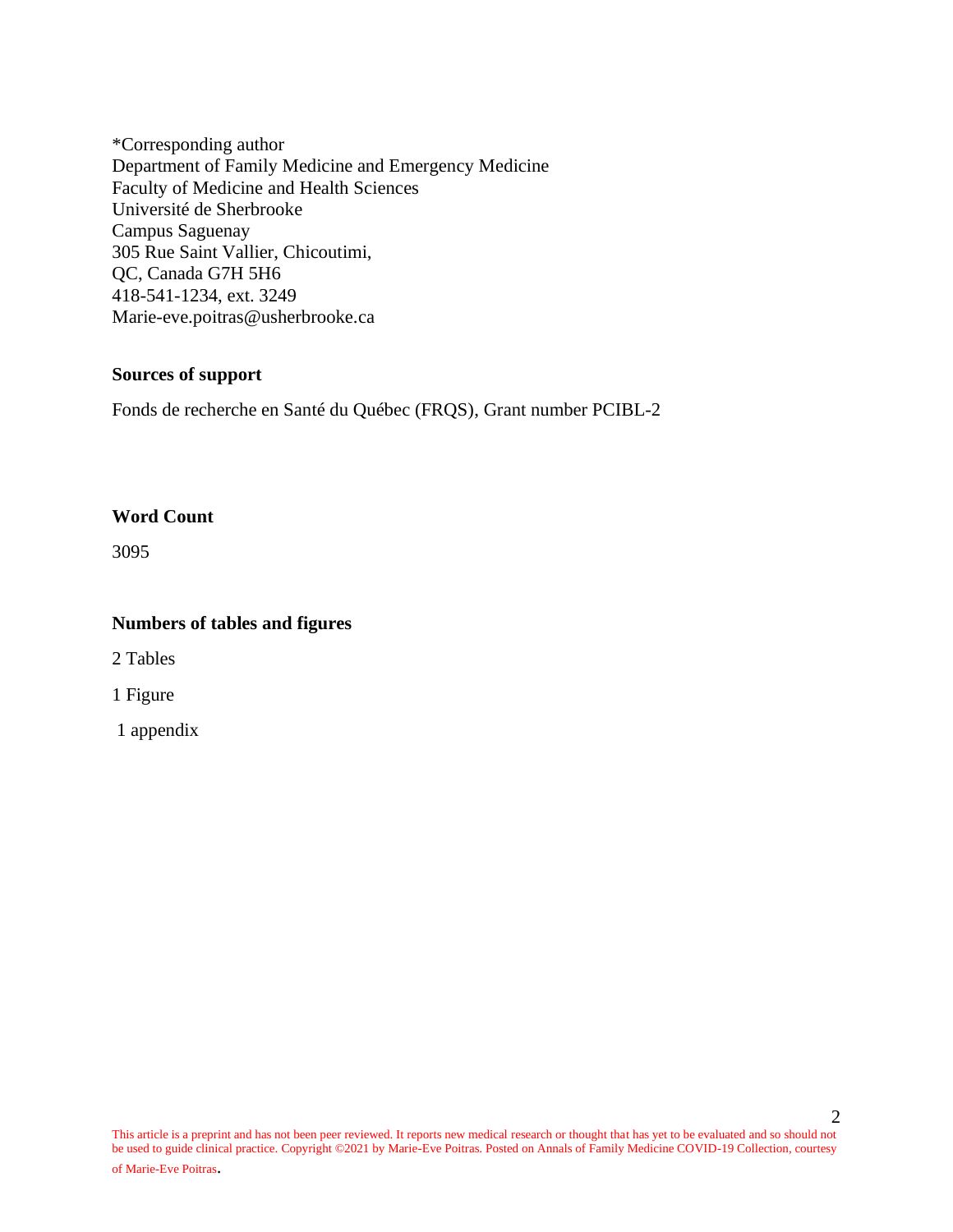*Corresponding author
Department of Family Medicine and Emergency Medicine
Faculty of Medicine and Health Sciences
Université de Sherbrooke
Campus Saguenay
305 Rue Saint Vallier, Chicoutimi,
QC, Canada G7H 5H6
418-541-1234, ext. 3249
Marie-eve.poitras@usherbrooke.ca

**Sources of support**

Fonds de recherche en Santé du Québec (FRQS), Grant number PCIBL-2

**Word Count**

3095

**Numbers of tables and figures**

2 Tables

1 Figure

1 appendix

This article is a preprint and has not been peer reviewed. It reports new medical research or thought that has yet to be evaluated and so should not be used to guide clinical practice. Copyright ©2021 by Marie-Eve Poitras. Posted on Annals of Family Medicine COVID-19 Collection, courtesy of Marie-Eve Poitras.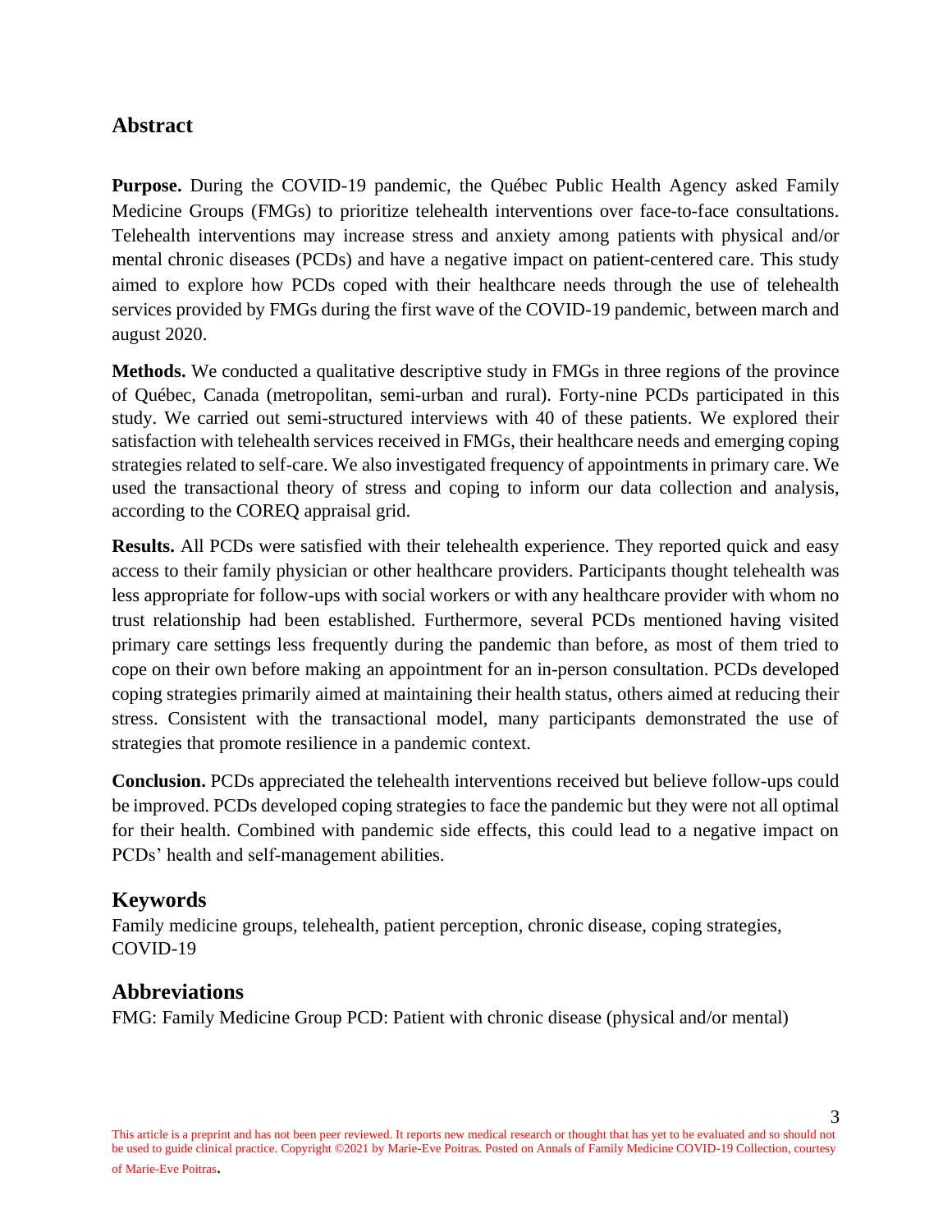## Abstract

**Purpose.** During the COVID-19 pandemic, the Québec Public Health Agency asked Family Medicine Groups (FMGs) to prioritize telehealth interventions over face-to-face consultations. Telehealth interventions may increase stress and anxiety among patients with physical and/or mental chronic diseases (PCDs) and have a negative impact on patient-centered care. This study aimed to explore how PCDs coped with their healthcare needs through the use of telehealth services provided by FMGs during the first wave of the COVID-19 pandemic, between march and august 2020.

**Methods.** We conducted a qualitative descriptive study in FMGs in three regions of the province of Québec, Canada (metropolitan, semi-urban and rural). Forty-nine PCDs participated in this study. We carried out semi-structured interviews with 40 of these patients. We explored their satisfaction with telehealth services received in FMGs, their healthcare needs and emerging coping strategies related to self-care. We also investigated frequency of appointments in primary care. We used the transactional theory of stress and coping to inform our data collection and analysis, according to the COREQ appraisal grid.

**Results.** All PCDs were satisfied with their telehealth experience. They reported quick and easy access to their family physician or other healthcare providers. Participants thought telehealth was less appropriate for follow-ups with social workers or with any healthcare provider with whom no trust relationship had been established. Furthermore, several PCDs mentioned having visited primary care settings less frequently during the pandemic than before, as most of them tried to cope on their own before making an appointment for an in-person consultation. PCDs developed coping strategies primarily aimed at maintaining their health status, others aimed at reducing their stress. Consistent with the transactional model, many participants demonstrated the use of strategies that promote resilience in a pandemic context.

**Conclusion.** PCDs appreciated the telehealth interventions received but believe follow-ups could be improved. PCDs developed coping strategies to face the pandemic but they were not all optimal for their health. Combined with pandemic side effects, this could lead to a negative impact on PCDs' health and self-management abilities.

## Keywords

Family medicine groups, telehealth, patient perception, chronic disease, coping strategies, COVID-19

## Abbreviations

FMG: Family Medicine Group PCD: Patient with chronic disease (physical and/or mental)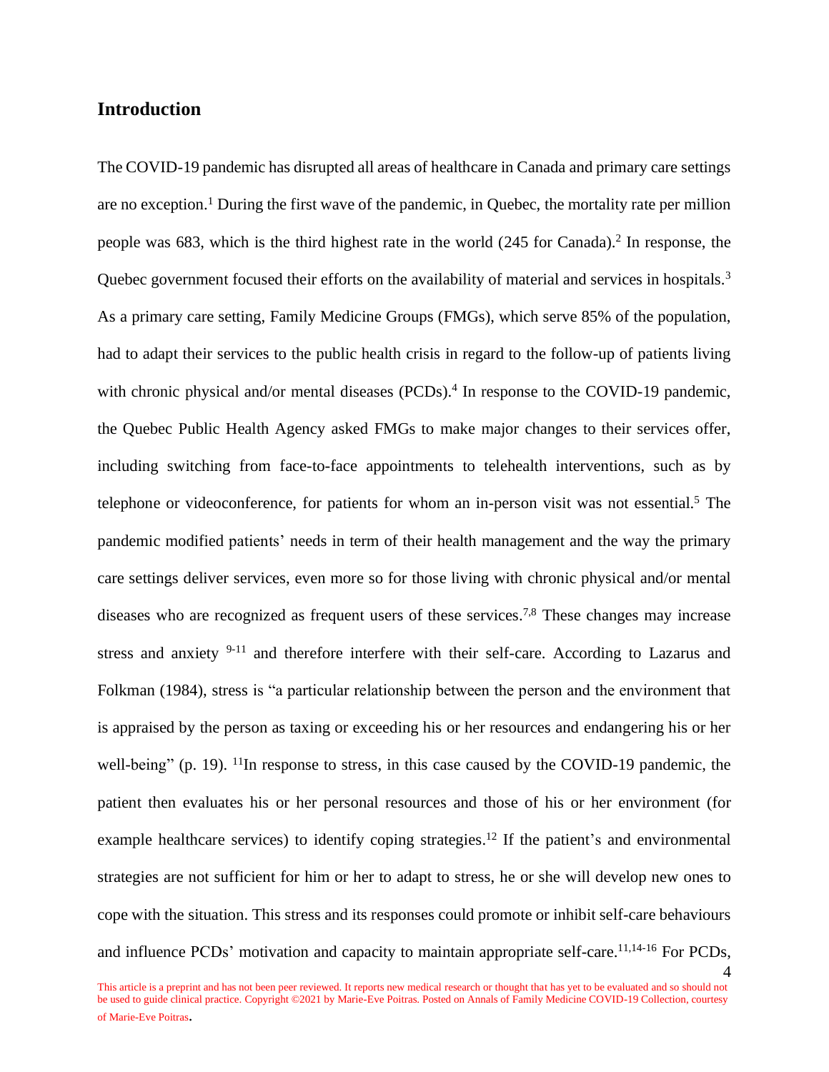## Introduction

The COVID-19 pandemic has disrupted all areas of healthcare in Canada and primary care settings are no exception.[1] During the first wave of the pandemic, in Quebec, the mortality rate per million people was 683, which is the third highest rate in the world (245 for Canada).[2] In response, the Quebec government focused their efforts on the availability of material and services in hospitals.[3] As a primary care setting, Family Medicine Groups (FMGs), which serve 85% of the population, had to adapt their services to the public health crisis in regard to the follow-up of patients living with chronic physical and/or mental diseases (PCDs).[4] In response to the COVID-19 pandemic, the Quebec Public Health Agency asked FMGs to make major changes to their services offer, including switching from face-to-face appointments to telehealth interventions, such as by telephone or videoconference, for patients for whom an in-person visit was not essential.[5] The pandemic modified patients' needs in term of their health management and the way the primary care settings deliver services, even more so for those living with chronic physical and/or mental diseases who are recognized as frequent users of these services.[7,8] These changes may increase stress and anxiety [9-11] and therefore interfere with their self-care. According to Lazarus and Folkman (1984), stress is "a particular relationship between the person and the environment that is appraised by the person as taxing or exceeding his or her resources and endangering his or her well-being" (p. 19). [11]In response to stress, in this case caused by the COVID-19 pandemic, the patient then evaluates his or her personal resources and those of his or her environment (for example healthcare services) to identify coping strategies.[12] If the patient's and environmental strategies are not sufficient for him or her to adapt to stress, he or she will develop new ones to cope with the situation. This stress and its responses could promote or inhibit self-care behaviours and influence PCDs' motivation and capacity to maintain appropriate self-care.[11,14-16] For PCDs,

This article is a preprint and has not been peer reviewed. It reports new medical research or thought that has yet to be evaluated and so should not be used to guide clinical practice. Copyright ©2021 by Marie-Eve Poitras. Posted on Annals of Family Medicine COVID-19 Collection, courtesy of Marie-Eve Poitras.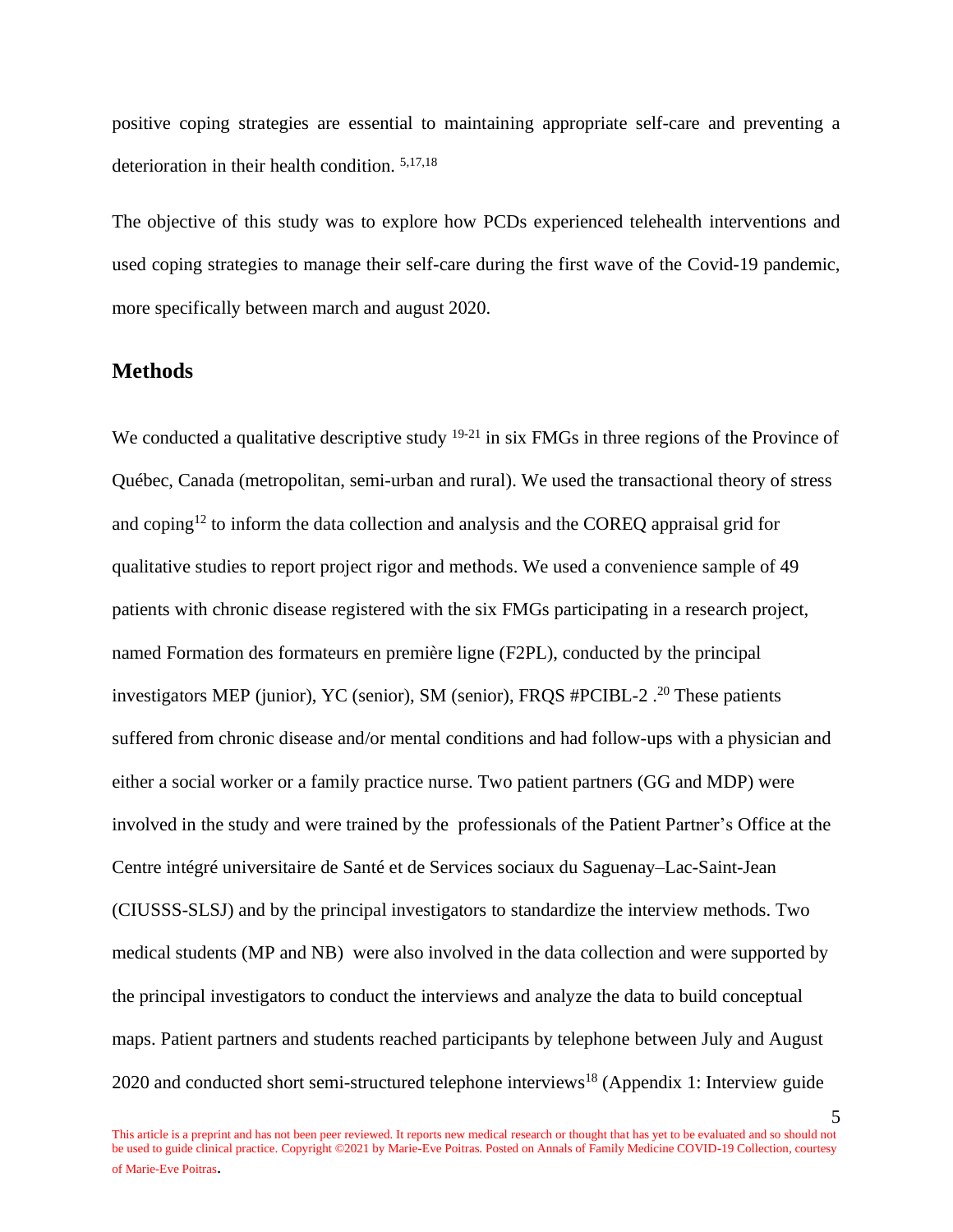positive coping strategies are essential to maintaining appropriate self-care and preventing a deterioration in their health condition. [5,17,18]

The objective of this study was to explore how PCDs experienced telehealth interventions and used coping strategies to manage their self-care during the first wave of the Covid-19 pandemic, more specifically between march and august 2020.

## Methods

We conducted a qualitative descriptive study [19-21] in six FMGs in three regions of the Province of Québec, Canada (metropolitan, semi-urban and rural). We used the transactional theory of stress and coping[12] to inform the data collection and analysis and the COREQ appraisal grid for qualitative studies to report project rigor and methods. We used a convenience sample of 49 patients with chronic disease registered with the six FMGs participating in a research project, named Formation des formateurs en première ligne (F2PL), conducted by the principal investigators MEP (junior), YC (senior), SM (senior), FRQS #PCIBL-2 .[20] These patients suffered from chronic disease and/or mental conditions and had follow-ups with a physician and either a social worker or a family practice nurse. Two patient partners (GG and MDP) were involved in the study and were trained by the professionals of the Patient Partner's Office at the Centre intégré universitaire de Santé et de Services sociaux du Saguenay–Lac-Saint-Jean (CIUSSS-SLSJ) and by the principal investigators to standardize the interview methods. Two medical students (MP and NB) were also involved in the data collection and were supported by the principal investigators to conduct the interviews and analyze the data to build conceptual maps. Patient partners and students reached participants by telephone between July and August 2020 and conducted short semi-structured telephone interviews[18] (Appendix 1: Interview guide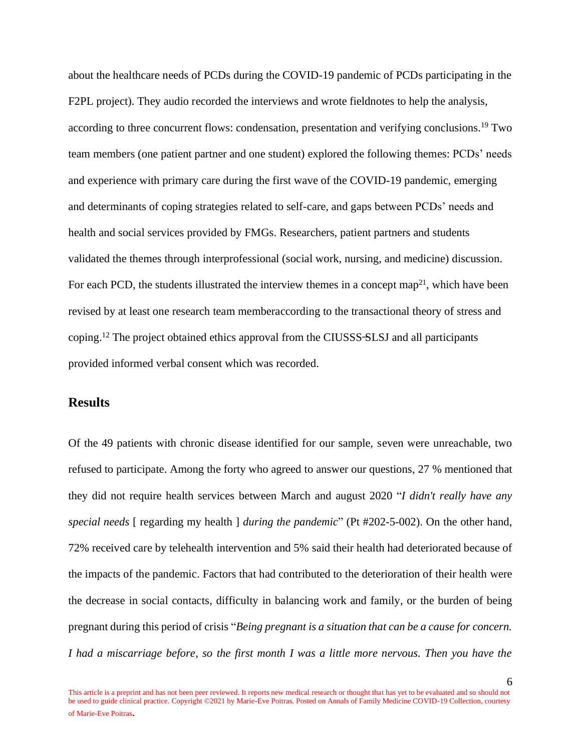about the healthcare needs of PCDs during the COVID-19 pandemic of PCDs participating in the F2PL project). They audio recorded the interviews and wrote fieldnotes to help the analysis, according to three concurrent flows: condensation, presentation and verifying conclusions.[19] Two team members (one patient partner and one student) explored the following themes: PCDs' needs and experience with primary care during the first wave of the COVID-19 pandemic, emerging and determinants of coping strategies related to self-care, and gaps between PCDs' needs and health and social services provided by FMGs. Researchers, patient partners and students validated the themes through interprofessional (social work, nursing, and medicine) discussion. For each PCD, the students illustrated the interview themes in a concept map[21], which have been revised by at least one research team memberaccording to the transactional theory of stress and coping.[12] The project obtained ethics approval from the CIUSSS-SLSJ and all participants provided informed verbal consent which was recorded.

## Results

Of the 49 patients with chronic disease identified for our sample, seven were unreachable, two refused to participate. Among the forty who agreed to answer our questions, 27 % mentioned that they did not require health services between March and august 2020 "*I didn't really have any special needs* [ regarding my health ] *during the pandemic*" (Pt #202-5-002). On the other hand, 72% received care by telehealth intervention and 5% said their health had deteriorated because of the impacts of the pandemic. Factors that had contributed to the deterioration of their health were the decrease in social contacts, difficulty in balancing work and family, or the burden of being pregnant during this period of crisis "*Being pregnant is a situation that can be a cause for concern. I had a miscarriage before, so the first month I was a little more nervous. Then you have the*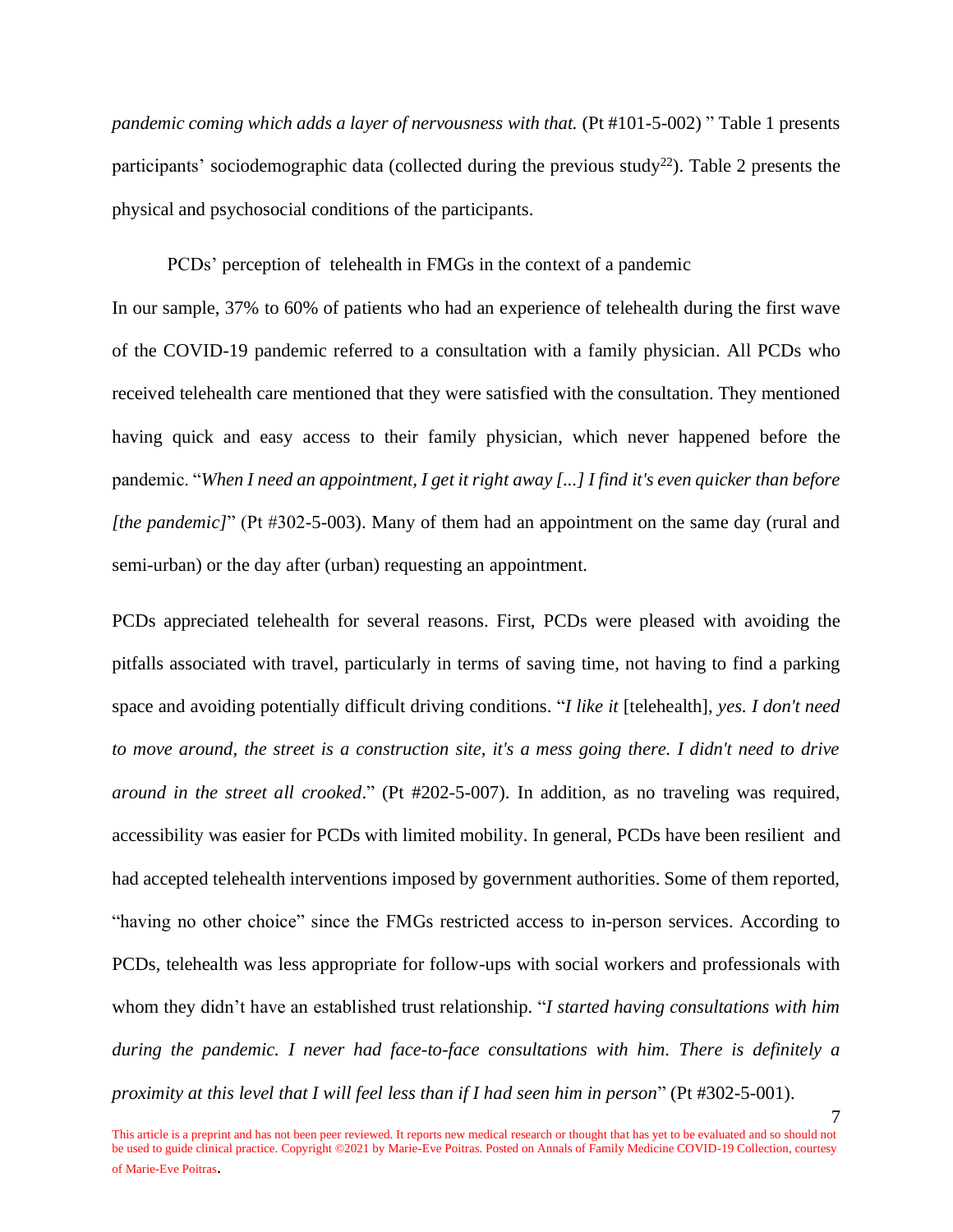*pandemic coming which adds a layer of nervousness with that.* (Pt #101-5-002) " Table 1 presents participants' sociodemographic data (collected during the previous study[22]). Table 2 presents the physical and psychosocial conditions of the participants.

### PCDs' perception of telehealth in FMGs in the context of a pandemic

In our sample, 37% to 60% of patients who had an experience of telehealth during the first wave of the COVID-19 pandemic referred to a consultation with a family physician. All PCDs who received telehealth care mentioned that they were satisfied with the consultation. They mentioned having quick and easy access to their family physician, which never happened before the pandemic. "*When I need an appointment, I get it right away [...] I find it's even quicker than before [the pandemic]*" (Pt #302-5-003). Many of them had an appointment on the same day (rural and semi-urban) or the day after (urban) requesting an appointment.

PCDs appreciated telehealth for several reasons. First, PCDs were pleased with avoiding the pitfalls associated with travel, particularly in terms of saving time, not having to find a parking space and avoiding potentially difficult driving conditions. "*I like it* [telehealth], *yes. I don't need to move around, the street is a construction site, it's a mess going there. I didn't need to drive around in the street all crooked*." (Pt #202-5-007). In addition, as no traveling was required, accessibility was easier for PCDs with limited mobility. In general, PCDs have been resilient and had accepted telehealth interventions imposed by government authorities. Some of them reported, "having no other choice" since the FMGs restricted access to in-person services. According to PCDs, telehealth was less appropriate for follow-ups with social workers and professionals with whom they didn't have an established trust relationship. "*I started having consultations with him during the pandemic. I never had face-to-face consultations with him. There is definitely a proximity at this level that I will feel less than if I had seen him in person*" (Pt #302-5-001).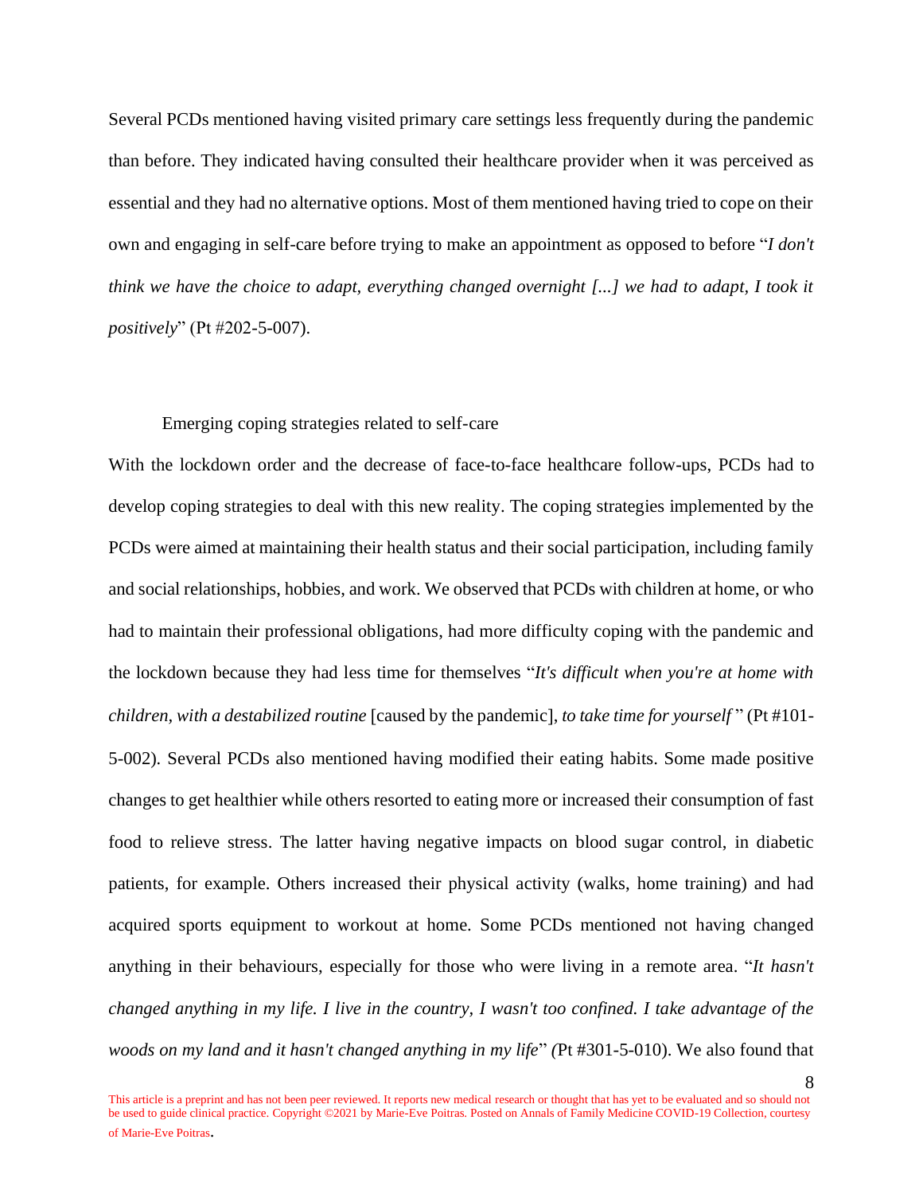Several PCDs mentioned having visited primary care settings less frequently during the pandemic than before. They indicated having consulted their healthcare provider when it was perceived as essential and they had no alternative options. Most of them mentioned having tried to cope on their own and engaging in self-care before trying to make an appointment as opposed to before "*I don't think we have the choice to adapt, everything changed overnight [...] we had to adapt, I took it positively*" (Pt #202-5-007).

### Emerging coping strategies related to self-care

With the lockdown order and the decrease of face-to-face healthcare follow-ups, PCDs had to develop coping strategies to deal with this new reality. The coping strategies implemented by the PCDs were aimed at maintaining their health status and their social participation, including family and social relationships, hobbies, and work. We observed that PCDs with children at home, or who had to maintain their professional obligations, had more difficulty coping with the pandemic and the lockdown because they had less time for themselves "*It's difficult when you're at home with children, with a destabilized routine* [caused by the pandemic], *to take time for yourself* " (Pt #101-5-002). Several PCDs also mentioned having modified their eating habits. Some made positive changes to get healthier while others resorted to eating more or increased their consumption of fast food to relieve stress. The latter having negative impacts on blood sugar control, in diabetic patients, for example. Others increased their physical activity (walks, home training) and had acquired sports equipment to workout at home. Some PCDs mentioned not having changed anything in their behaviours, especially for those who were living in a remote area. "*It hasn't changed anything in my life. I live in the country, I wasn't too confined. I take advantage of the woods on my land and it hasn't changed anything in my life*" (Pt #301-5-010). We also found that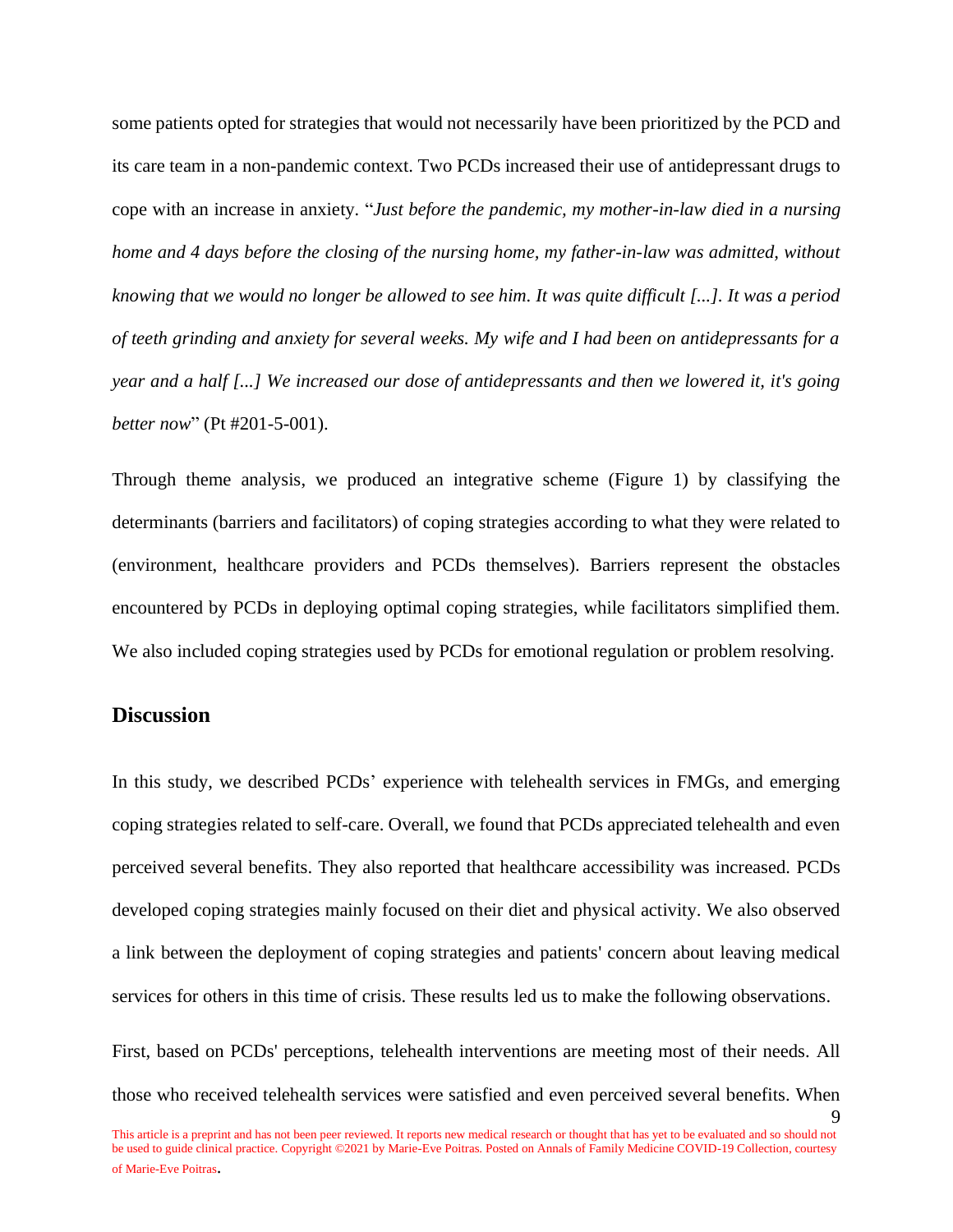some patients opted for strategies that would not necessarily have been prioritized by the PCD and its care team in a non-pandemic context. Two PCDs increased their use of antidepressant drugs to cope with an increase in anxiety. "*Just before the pandemic, my mother-in-law died in a nursing home and 4 days before the closing of the nursing home, my father-in-law was admitted, without knowing that we would no longer be allowed to see him. It was quite difficult [...]. It was a period of teeth grinding and anxiety for several weeks. My wife and I had been on antidepressants for a year and a half [...] We increased our dose of antidepressants and then we lowered it, it's going better now*" (Pt #201-5-001).

Through theme analysis, we produced an integrative scheme (Figure 1) by classifying the determinants (barriers and facilitators) of coping strategies according to what they were related to (environment, healthcare providers and PCDs themselves). Barriers represent the obstacles encountered by PCDs in deploying optimal coping strategies, while facilitators simplified them. We also included coping strategies used by PCDs for emotional regulation or problem resolving.

## Discussion

In this study, we described PCDs' experience with telehealth services in FMGs, and emerging coping strategies related to self-care. Overall, we found that PCDs appreciated telehealth and even perceived several benefits. They also reported that healthcare accessibility was increased. PCDs developed coping strategies mainly focused on their diet and physical activity. We also observed a link between the deployment of coping strategies and patients' concern about leaving medical services for others in this time of crisis. These results led us to make the following observations.

First, based on PCDs' perceptions, telehealth interventions are meeting most of their needs. All those who received telehealth services were satisfied and even perceived several benefits. When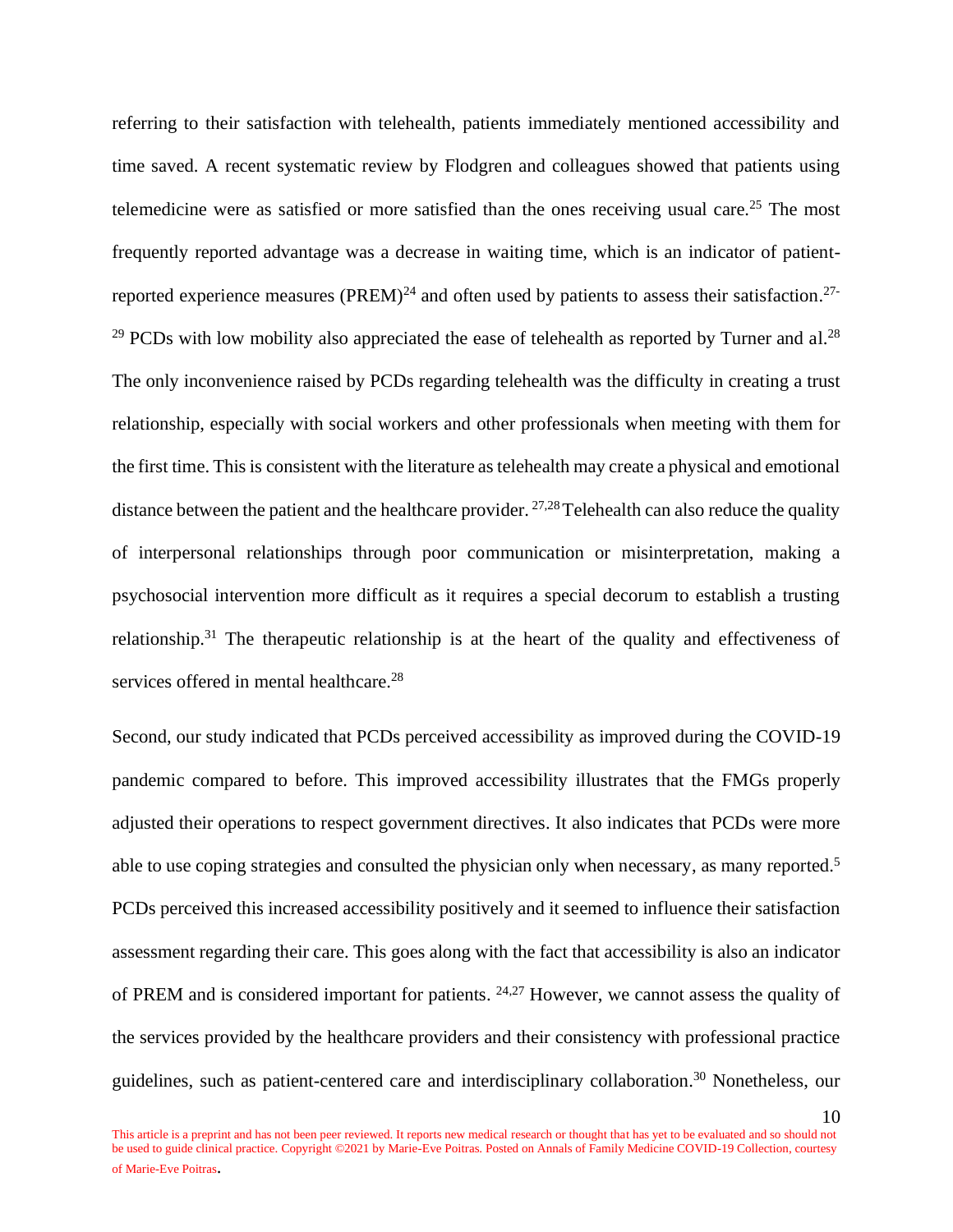referring to their satisfaction with telehealth, patients immediately mentioned accessibility and time saved. A recent systematic review by Flodgren and colleagues showed that patients using telemedicine were as satisfied or more satisfied than the ones receiving usual care.[25] The most frequently reported advantage was a decrease in waiting time, which is an indicator of patient-reported experience measures (PREM)[24] and often used by patients to assess their satisfaction.[27-29] PCDs with low mobility also appreciated the ease of telehealth as reported by Turner and al.[28] The only inconvenience raised by PCDs regarding telehealth was the difficulty in creating a trust relationship, especially with social workers and other professionals when meeting with them for the first time. This is consistent with the literature as telehealth may create a physical and emotional distance between the patient and the healthcare provider. [27,28] Telehealth can also reduce the quality of interpersonal relationships through poor communication or misinterpretation, making a psychosocial intervention more difficult as it requires a special decorum to establish a trusting relationship.[31] The therapeutic relationship is at the heart of the quality and effectiveness of services offered in mental healthcare.[28]

Second, our study indicated that PCDs perceived accessibility as improved during the COVID-19 pandemic compared to before. This improved accessibility illustrates that the FMGs properly adjusted their operations to respect government directives. It also indicates that PCDs were more able to use coping strategies and consulted the physician only when necessary, as many reported.[5] PCDs perceived this increased accessibility positively and it seemed to influence their satisfaction assessment regarding their care. This goes along with the fact that accessibility is also an indicator of PREM and is considered important for patients. [24,27] However, we cannot assess the quality of the services provided by the healthcare providers and their consistency with professional practice guidelines, such as patient-centered care and interdisciplinary collaboration.[30] Nonetheless, our

This article is a preprint and has not been peer reviewed. It reports new medical research or thought that has yet to be evaluated and so should not be used to guide clinical practice. Copyright ©2021 by Marie-Eve Poitras. Posted on Annals of Family Medicine COVID-19 Collection, courtesy of Marie-Eve Poitras.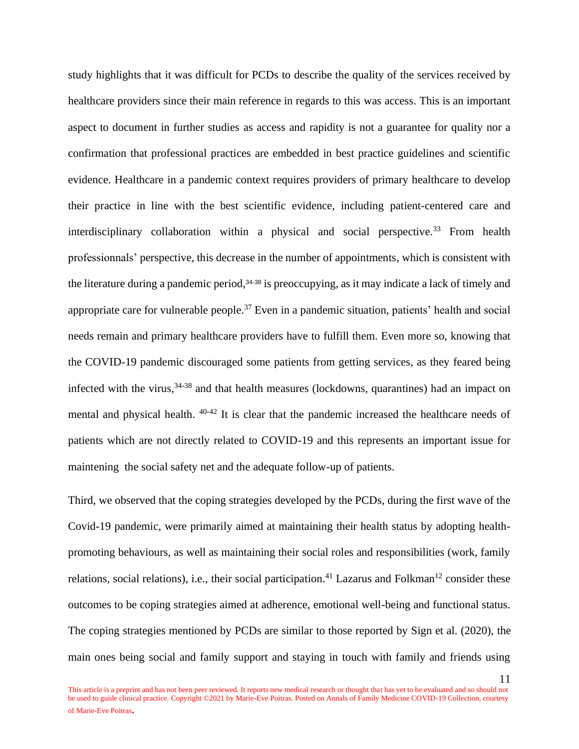study highlights that it was difficult for PCDs to describe the quality of the services received by healthcare providers since their main reference in regards to this was access. This is an important aspect to document in further studies as access and rapidity is not a guarantee for quality nor a confirmation that professional practices are embedded in best practice guidelines and scientific evidence. Healthcare in a pandemic context requires providers of primary healthcare to develop their practice in line with the best scientific evidence, including patient-centered care and interdisciplinary collaboration within a physical and social perspective.[33] From health professionnals' perspective, this decrease in the number of appointments, which is consistent with the literature during a pandemic period,[34-38] is preoccupying, as it may indicate a lack of timely and appropriate care for vulnerable people.[37] Even in a pandemic situation, patients' health and social needs remain and primary healthcare providers have to fulfill them. Even more so, knowing that the COVID-19 pandemic discouraged some patients from getting services, as they feared being infected with the virus,[34-38] and that health measures (lockdowns, quarantines) had an impact on mental and physical health. [40-42] It is clear that the pandemic increased the healthcare needs of patients which are not directly related to COVID-19 and this represents an important issue for maintening the social safety net and the adequate follow-up of patients.

Third, we observed that the coping strategies developed by the PCDs, during the first wave of the Covid-19 pandemic, were primarily aimed at maintaining their health status by adopting health-promoting behaviours, as well as maintaining their social roles and responsibilities (work, family relations, social relations), i.e., their social participation.[41] Lazarus and Folkman[12] consider these outcomes to be coping strategies aimed at adherence, emotional well-being and functional status. The coping strategies mentioned by PCDs are similar to those reported by Sign et al. (2020), the main ones being social and family support and staying in touch with family and friends using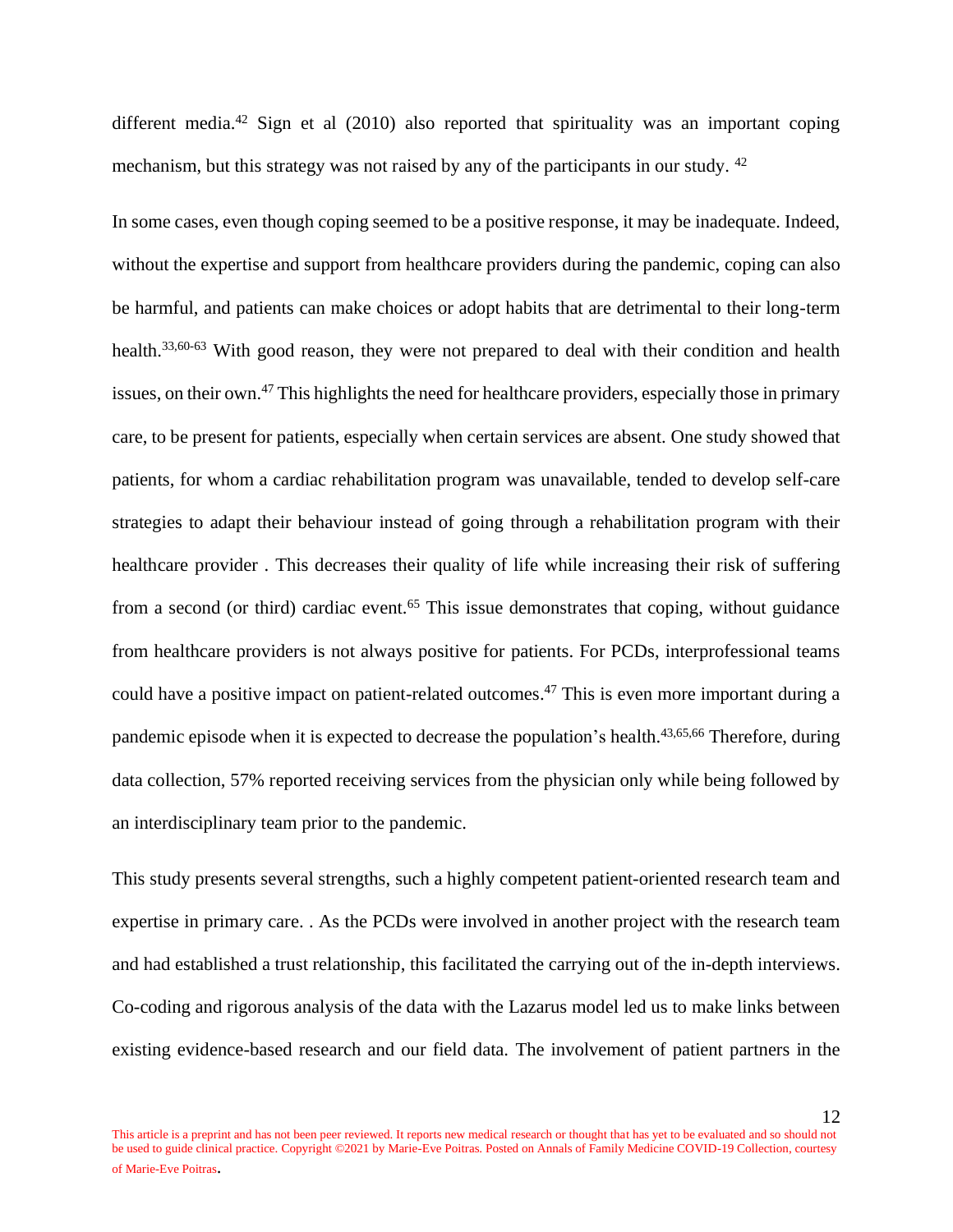different media.[42] Sign et al (2010) also reported that spirituality was an important coping mechanism, but this strategy was not raised by any of the participants in our study. [42]

In some cases, even though coping seemed to be a positive response, it may be inadequate. Indeed, without the expertise and support from healthcare providers during the pandemic, coping can also be harmful, and patients can make choices or adopt habits that are detrimental to their long-term health.[33,60-63] With good reason, they were not prepared to deal with their condition and health issues, on their own.[47] This highlights the need for healthcare providers, especially those in primary care, to be present for patients, especially when certain services are absent. One study showed that patients, for whom a cardiac rehabilitation program was unavailable, tended to develop self-care strategies to adapt their behaviour instead of going through a rehabilitation program with their healthcare provider . This decreases their quality of life while increasing their risk of suffering from a second (or third) cardiac event.[65] This issue demonstrates that coping, without guidance from healthcare providers is not always positive for patients. For PCDs, interprofessional teams could have a positive impact on patient-related outcomes.[47] This is even more important during a pandemic episode when it is expected to decrease the population's health.[43,65,66] Therefore, during data collection, 57% reported receiving services from the physician only while being followed by an interdisciplinary team prior to the pandemic.

This study presents several strengths, such a highly competent patient-oriented research team and expertise in primary care. . As the PCDs were involved in another project with the research team and had established a trust relationship, this facilitated the carrying out of the in-depth interviews. Co-coding and rigorous analysis of the data with the Lazarus model led us to make links between existing evidence-based research and our field data. The involvement of patient partners in the

This article is a preprint and has not been peer reviewed. It reports new medical research or thought that has yet to be evaluated and so should not be used to guide clinical practice. Copyright ©2021 by Marie-Eve Poitras. Posted on Annals of Family Medicine COVID-19 Collection, courtesy of Marie-Eve Poitras.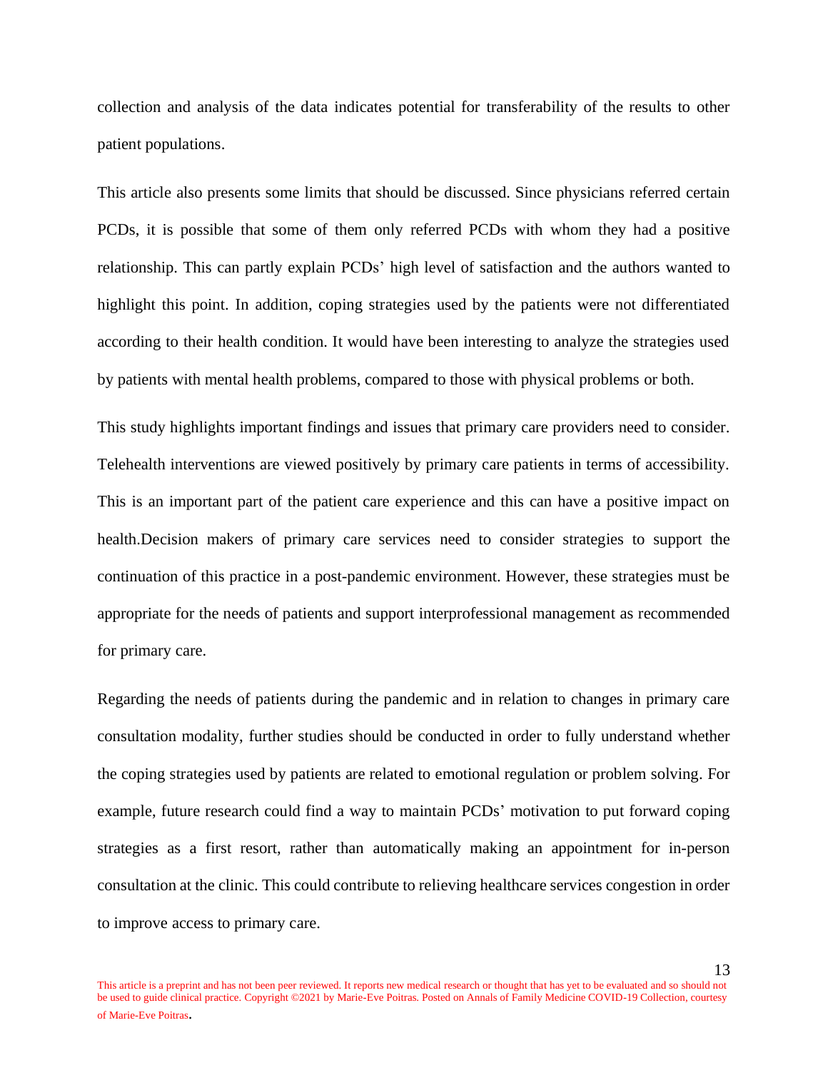collection and analysis of the data indicates potential for transferability of the results to other patient populations.

This article also presents some limits that should be discussed. Since physicians referred certain PCDs, it is possible that some of them only referred PCDs with whom they had a positive relationship. This can partly explain PCDs' high level of satisfaction and the authors wanted to highlight this point. In addition, coping strategies used by the patients were not differentiated according to their health condition. It would have been interesting to analyze the strategies used by patients with mental health problems, compared to those with physical problems or both.

This study highlights important findings and issues that primary care providers need to consider. Telehealth interventions are viewed positively by primary care patients in terms of accessibility. This is an important part of the patient care experience and this can have a positive impact on health.Decision makers of primary care services need to consider strategies to support the continuation of this practice in a post-pandemic environment. However, these strategies must be appropriate for the needs of patients and support interprofessional management as recommended for primary care.

Regarding the needs of patients during the pandemic and in relation to changes in primary care consultation modality, further studies should be conducted in order to fully understand whether the coping strategies used by patients are related to emotional regulation or problem solving. For example, future research could find a way to maintain PCDs' motivation to put forward coping strategies as a first resort, rather than automatically making an appointment for in-person consultation at the clinic. This could contribute to relieving healthcare services congestion in order to improve access to primary care.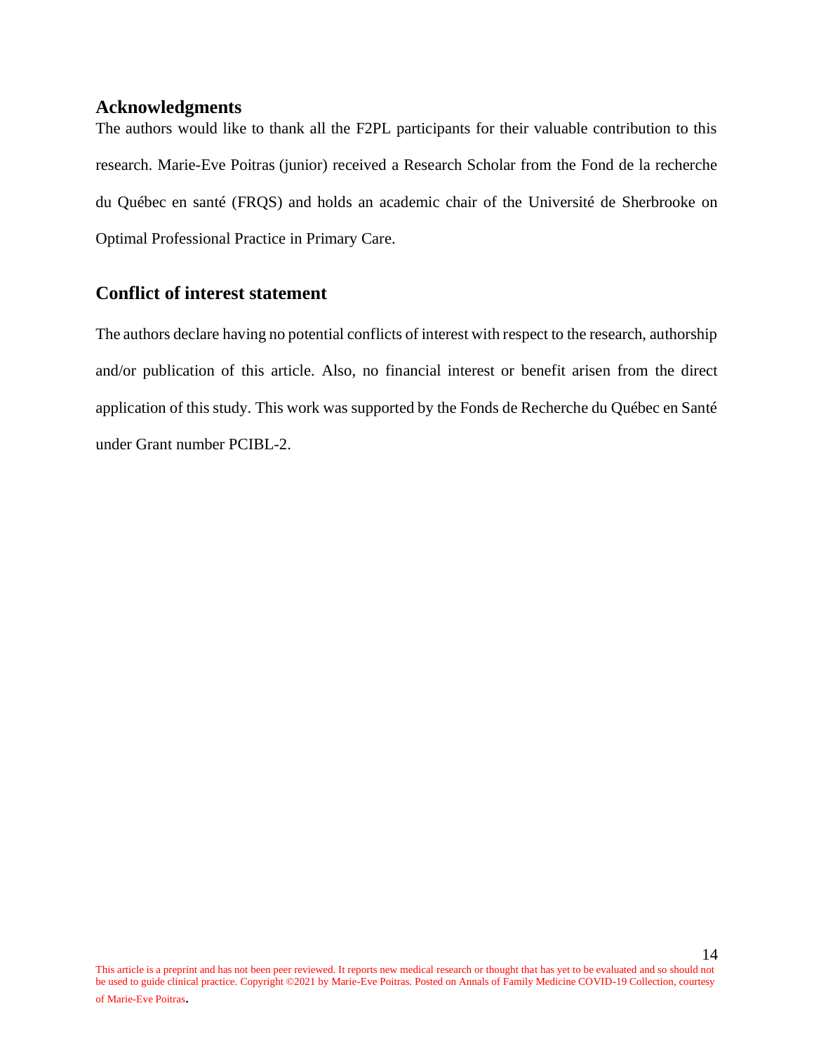## Acknowledgments

The authors would like to thank all the F2PL participants for their valuable contribution to this research. Marie-Eve Poitras (junior) received a Research Scholar from the Fond de la recherche du Québec en santé (FRQS) and holds an academic chair of the Université de Sherbrooke on Optimal Professional Practice in Primary Care.

## Conflict of interest statement

The authors declare having no potential conflicts of interest with respect to the research, authorship and/or publication of this article. Also, no financial interest or benefit arisen from the direct application of this study. This work was supported by the Fonds de Recherche du Québec en Santé under Grant number PCIBL-2.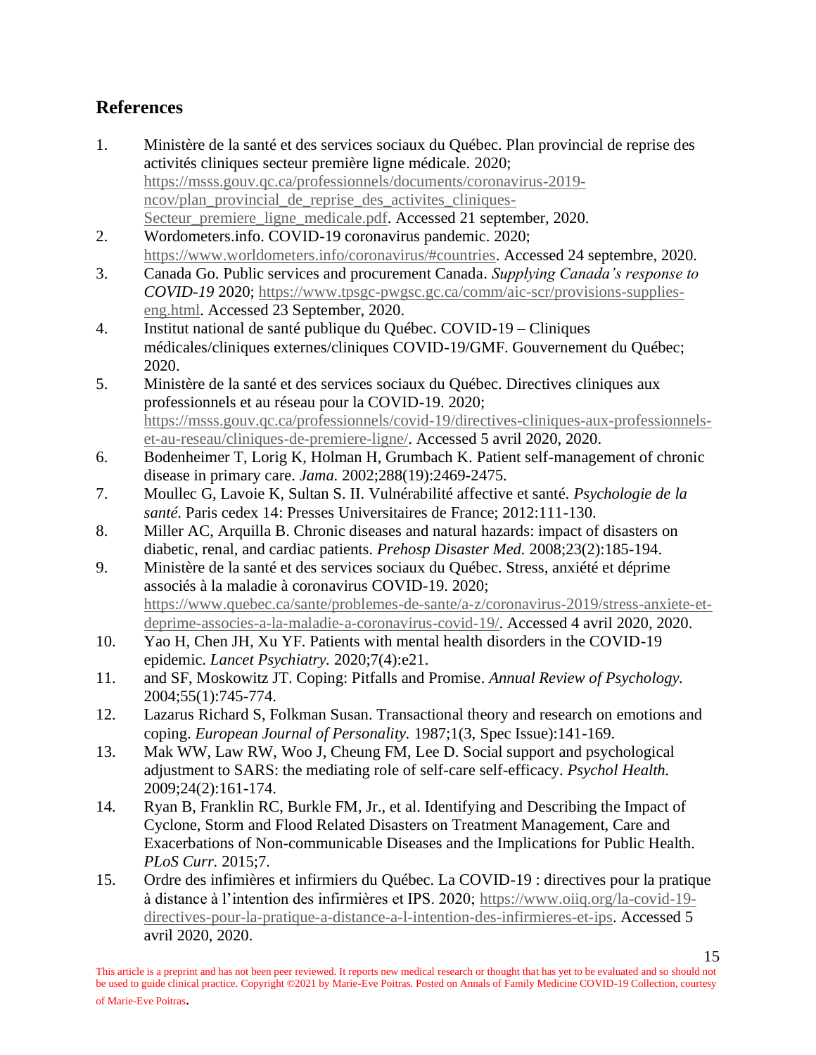## References

1. Ministère de la santé et des services sociaux du Québec. Plan provincial de reprise des activités cliniques secteur première ligne médicale. 2020; https://msss.gouv.qc.ca/professionnels/documents/coronavirus-2019-ncov/plan_provincial_de_reprise_des_activites_cliniques-Secteur_premiere_ligne_medicale.pdf. Accessed 21 september, 2020.
2. Wordometers.info. COVID-19 coronavirus pandemic. 2020; https://www.worldometers.info/coronavirus/#countries. Accessed 24 septembre, 2020.
3. Canada Go. Public services and procurement Canada. *Supplying Canada's response to COVID-19* 2020; https://www.tpsgc-pwgsc.gc.ca/comm/aic-scr/provisions-supplies-eng.html. Accessed 23 September, 2020.
4. Institut national de santé publique du Québec. COVID-19 – Cliniques médicales/cliniques externes/cliniques COVID-19/GMF. Gouvernement du Québec; 2020.
5. Ministère de la santé et des services sociaux du Québec. Directives cliniques aux professionnels et au réseau pour la COVID-19. 2020; https://msss.gouv.qc.ca/professionnels/covid-19/directives-cliniques-aux-professionnels-et-au-reseau/cliniques-de-premiere-ligne/. Accessed 5 avril 2020, 2020.
6. Bodenheimer T, Lorig K, Holman H, Grumbach K. Patient self-management of chronic disease in primary care. *Jama.* 2002;288(19):2469-2475.
7. Moullec G, Lavoie K, Sultan S. II. Vulnérabilité affective et santé. *Psychologie de la santé.* Paris cedex 14: Presses Universitaires de France; 2012:111-130.
8. Miller AC, Arquilla B. Chronic diseases and natural hazards: impact of disasters on diabetic, renal, and cardiac patients. *Prehosp Disaster Med.* 2008;23(2):185-194.
9. Ministère de la santé et des services sociaux du Québec. Stress, anxiété et déprime associés à la maladie à coronavirus COVID-19. 2020; https://www.quebec.ca/sante/problemes-de-sante/a-z/coronavirus-2019/stress-anxiete-et-deprime-associes-a-la-maladie-a-coronavirus-covid-19/. Accessed 4 avril 2020, 2020.
10. Yao H, Chen JH, Xu YF. Patients with mental health disorders in the COVID-19 epidemic. *Lancet Psychiatry.* 2020;7(4):e21.
11. and SF, Moskowitz JT. Coping: Pitfalls and Promise. *Annual Review of Psychology.* 2004;55(1):745-774.
12. Lazarus Richard S, Folkman Susan. Transactional theory and research on emotions and coping. *European Journal of Personality.* 1987;1(3, Spec Issue):141-169.
13. Mak WW, Law RW, Woo J, Cheung FM, Lee D. Social support and psychological adjustment to SARS: the mediating role of self-care self-efficacy. *Psychol Health.* 2009;24(2):161-174.
14. Ryan B, Franklin RC, Burkle FM, Jr., et al. Identifying and Describing the Impact of Cyclone, Storm and Flood Related Disasters on Treatment Management, Care and Exacerbations of Non-communicable Diseases and the Implications for Public Health. *PLoS Curr.* 2015;7.
15. Ordre des infimières et infirmiers du Québec. La COVID-19 : directives pour la pratique à distance à l'intention des infirmières et IPS. 2020; https://www.oiiq.org/la-covid-19-directives-pour-la-pratique-a-distance-a-l-intention-des-infirmieres-et-ips. Accessed 5 avril 2020, 2020.

This article is a preprint and has not been peer reviewed. It reports new medical research or thought that has yet to be evaluated and so should not be used to guide clinical practice. Copyright ©2021 by Marie-Eve Poitras. Posted on Annals of Family Medicine COVID-19 Collection, courtesy of Marie-Eve Poitras.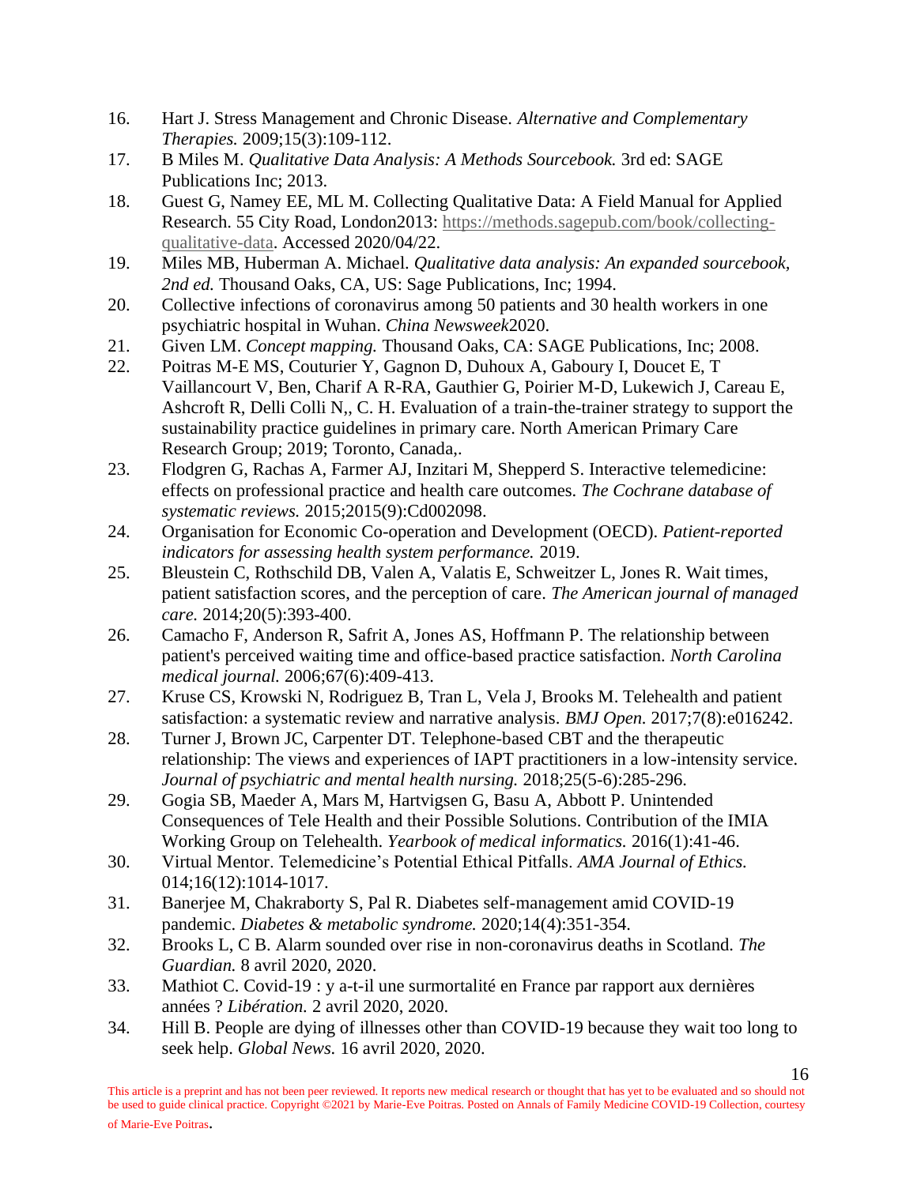16. Hart J. Stress Management and Chronic Disease. *Alternative and Complementary Therapies.* 2009;15(3):109-112.
17. B Miles M. *Qualitative Data Analysis: A Methods Sourcebook.* 3rd ed: SAGE Publications Inc; 2013.
18. Guest G, Namey EE, ML M. Collecting Qualitative Data: A Field Manual for Applied Research. 55 City Road, London2013: https://methods.sagepub.com/book/collecting-qualitative-data. Accessed 2020/04/22.
19. Miles MB, Huberman A. Michael. *Qualitative data analysis: An expanded sourcebook, 2nd ed.* Thousand Oaks, CA, US: Sage Publications, Inc; 1994.
20. Collective infections of coronavirus among 50 patients and 30 health workers in one psychiatric hospital in Wuhan. *China Newsweek*2020.
21. Given LM. *Concept mapping.* Thousand Oaks, CA: SAGE Publications, Inc; 2008.
22. Poitras M-E MS, Couturier Y, Gagnon D, Duhoux A, Gaboury I, Doucet E, T Vaillancourt V, Ben, Charif A R-RA, Gauthier G, Poirier M-D, Lukewich J, Careau E, Ashcroft R, Delli Colli N,, C. H. Evaluation of a train-the-trainer strategy to support the sustainability practice guidelines in primary care. North American Primary Care Research Group; 2019; Toronto, Canada,.
23. Flodgren G, Rachas A, Farmer AJ, Inzitari M, Shepperd S. Interactive telemedicine: effects on professional practice and health care outcomes. *The Cochrane database of systematic reviews.* 2015;2015(9):Cd002098.
24. Organisation for Economic Co-operation and Development (OECD). *Patient-reported indicators for assessing health system performance.* 2019.
25. Bleustein C, Rothschild DB, Valen A, Valatis E, Schweitzer L, Jones R. Wait times, patient satisfaction scores, and the perception of care. *The American journal of managed care.* 2014;20(5):393-400.
26. Camacho F, Anderson R, Safrit A, Jones AS, Hoffmann P. The relationship between patient's perceived waiting time and office-based practice satisfaction. *North Carolina medical journal.* 2006;67(6):409-413.
27. Kruse CS, Krowski N, Rodriguez B, Tran L, Vela J, Brooks M. Telehealth and patient satisfaction: a systematic review and narrative analysis. *BMJ Open.* 2017;7(8):e016242.
28. Turner J, Brown JC, Carpenter DT. Telephone-based CBT and the therapeutic relationship: The views and experiences of IAPT practitioners in a low-intensity service. *Journal of psychiatric and mental health nursing.* 2018;25(5-6):285-296.
29. Gogia SB, Maeder A, Mars M, Hartvigsen G, Basu A, Abbott P. Unintended Consequences of Tele Health and their Possible Solutions. Contribution of the IMIA Working Group on Telehealth. *Yearbook of medical informatics.* 2016(1):41-46.
30. Virtual Mentor. Telemedicine's Potential Ethical Pitfalls. *AMA Journal of Ethics.* 014;16(12):1014-1017.
31. Banerjee M, Chakraborty S, Pal R. Diabetes self-management amid COVID-19 pandemic. *Diabetes & metabolic syndrome.* 2020;14(4):351-354.
32. Brooks L, C B. Alarm sounded over rise in non-coronavirus deaths in Scotland. *The Guardian.* 8 avril 2020, 2020.
33. Mathiot C. Covid-19 : y a-t-il une surmortalité en France par rapport aux dernières années ? *Libération.* 2 avril 2020, 2020.
34. Hill B. People are dying of illnesses other than COVID-19 because they wait too long to seek help. *Global News.* 16 avril 2020, 2020.

This article is a preprint and has not been peer reviewed. It reports new medical research or thought that has yet to be evaluated and so should not be used to guide clinical practice. Copyright ©2021 by Marie-Eve Poitras. Posted on Annals of Family Medicine COVID-19 Collection, courtesy of Marie-Eve Poitras.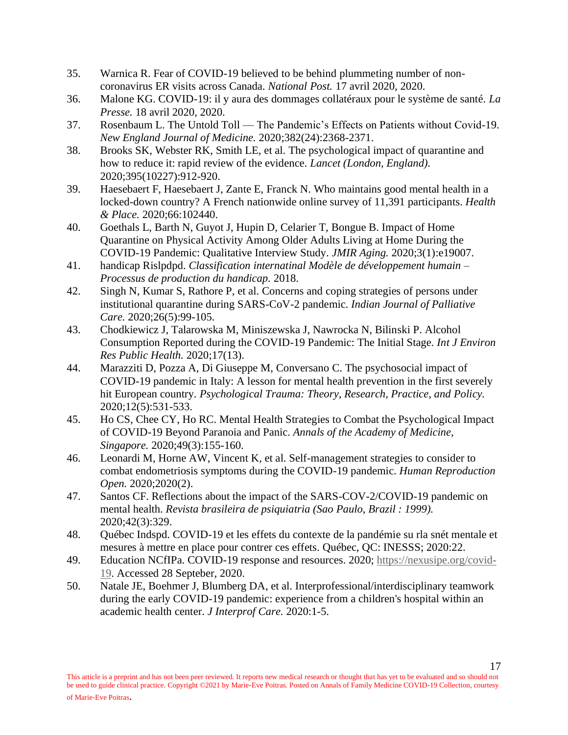35. Warnica R. Fear of COVID-19 believed to be behind plummeting number of non-coronavirus ER visits across Canada. *National Post.* 17 avril 2020, 2020.
36. Malone KG. COVID-19: il y aura des dommages collatéraux pour le système de santé. *La Presse.* 18 avril 2020, 2020.
37. Rosenbaum L. The Untold Toll — The Pandemic's Effects on Patients without Covid-19. *New England Journal of Medicine.* 2020;382(24):2368-2371.
38. Brooks SK, Webster RK, Smith LE, et al. The psychological impact of quarantine and how to reduce it: rapid review of the evidence. *Lancet (London, England).* 2020;395(10227):912-920.
39. Haesebaert F, Haesebaert J, Zante E, Franck N. Who maintains good mental health in a locked-down country? A French nationwide online survey of 11,391 participants. *Health & Place.* 2020;66:102440.
40. Goethals L, Barth N, Guyot J, Hupin D, Celarier T, Bongue B. Impact of Home Quarantine on Physical Activity Among Older Adults Living at Home During the COVID-19 Pandemic: Qualitative Interview Study. *JMIR Aging.* 2020;3(1):e19007.
41. handicap Rislpdpd. *Classification internatinal Modèle de développement humain – Processus de production du handicap.* 2018.
42. Singh N, Kumar S, Rathore P, et al. Concerns and coping strategies of persons under institutional quarantine during SARS-CoV-2 pandemic. *Indian Journal of Palliative Care.* 2020;26(5):99-105.
43. Chodkiewicz J, Talarowska M, Miniszewska J, Nawrocka N, Bilinski P. Alcohol Consumption Reported during the COVID-19 Pandemic: The Initial Stage. *Int J Environ Res Public Health.* 2020;17(13).
44. Marazziti D, Pozza A, Di Giuseppe M, Conversano C. The psychosocial impact of COVID-19 pandemic in Italy: A lesson for mental health prevention in the first severely hit European country. *Psychological Trauma: Theory, Research, Practice, and Policy.* 2020;12(5):531-533.
45. Ho CS, Chee CY, Ho RC. Mental Health Strategies to Combat the Psychological Impact of COVID-19 Beyond Paranoia and Panic. *Annals of the Academy of Medicine, Singapore.* 2020;49(3):155-160.
46. Leonardi M, Horne AW, Vincent K, et al. Self-management strategies to consider to combat endometriosis symptoms during the COVID-19 pandemic. *Human Reproduction Open.* 2020;2020(2).
47. Santos CF. Reflections about the impact of the SARS-COV-2/COVID-19 pandemic on mental health. *Revista brasileira de psiquiatria (Sao Paulo, Brazil : 1999).* 2020;42(3):329.
48. Québec Indspd. COVID-19 et les effets du contexte de la pandémie su rla snét mentale et mesures à mettre en place pour contrer ces effets. Québec, QC: INESSS; 2020:22.
49. Education NCfIPa. COVID-19 response and resources. 2020; https://nexusipe.org/covid-19. Accessed 28 Septeber, 2020.
50. Natale JE, Boehmer J, Blumberg DA, et al. Interprofessional/interdisciplinary teamwork during the early COVID-19 pandemic: experience from a children's hospital within an academic health center. *J Interprof Care.* 2020:1-5.

This article is a preprint and has not been peer reviewed. It reports new medical research or thought that has yet to be evaluated and so should not be used to guide clinical practice. Copyright ©2021 by Marie-Eve Poitras. Posted on Annals of Family Medicine COVID-19 Collection, courtesy of Marie-Eve Poitras.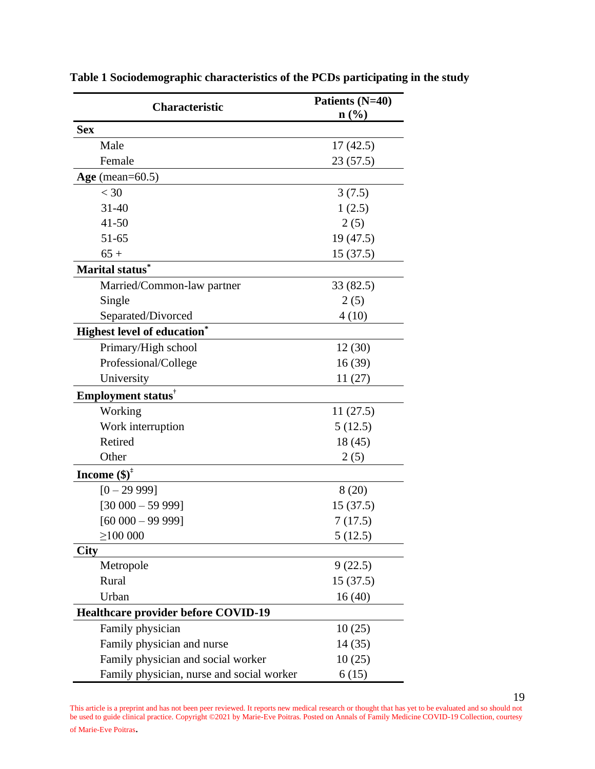**Table 1 Sociodemographic characteristics of the PCDs participating in the study**

| Characteristic | Patients (N=40) n (%) |
|---|---|
| **Sex** | |
| Male | 17 (42.5) |
| Female | 23 (57.5) |
| **Age** (mean=60.5) | |
| < 30 | 3 (7.5) |
| 31-40 | 1 (2.5) |
| 41-50 | 2 (5) |
| 51-65 | 19 (47.5) |
| 65 + | 15 (37.5) |
| **Marital status*** | |
| Married/Common-law partner | 33 (82.5) |
| Single | 2 (5) |
| Separated/Divorced | 4 (10) |
| **Highest level of education*** | |
| Primary/High school | 12 (30) |
| Professional/College | 16 (39) |
| University | 11 (27) |
| **Employment status**[†] | |
| Working | 11 (27.5) |
| Work interruption | 5 (12.5) |
| Retired | 18 (45) |
| Other | 2 (5) |
| **Income ($)**[‡] | |
| [0 – 29 999] | 8 (20) |
| [30 000 – 59 999] | 15 (37.5) |
| [60 000 – 99 999] | 7 (17.5) |
| ≥100 000 | 5 (12.5) |
| **City** | |
| Metropole | 9 (22.5) |
| Rural | 15 (37.5) |
| Urban | 16 (40) |
| **Healthcare provider before COVID-19** | |
| Family physician | 10 (25) |
| Family physician and nurse | 14 (35) |
| Family physician and social worker | 10 (25) |
| Family physician, nurse and social worker | 6 (15) |

This article is a preprint and has not been peer reviewed. It reports new medical research or thought that has yet to be evaluated and so should not be used to guide clinical practice. Copyright ©2021 by Marie-Eve Poitras. Posted on Annals of Family Medicine COVID-19 Collection, courtesy of Marie-Eve Poitras.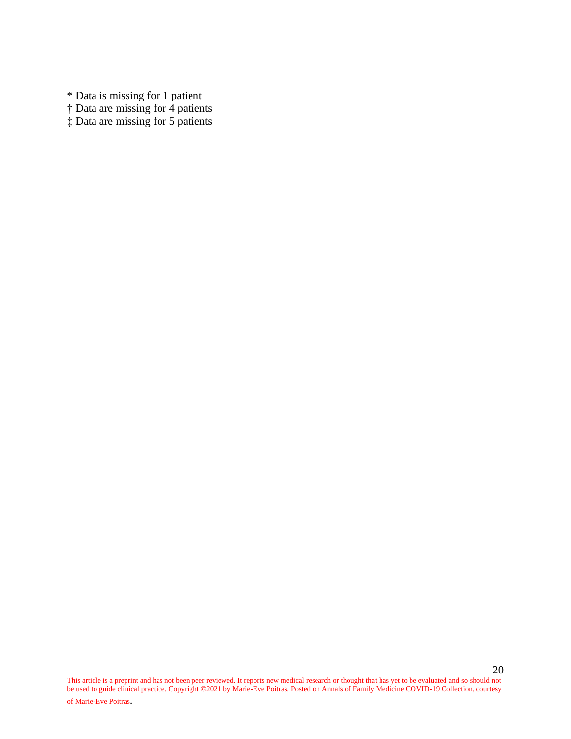* Data is missing for 1 patient
† Data are missing for 4 patients
‡ Data are missing for 5 patients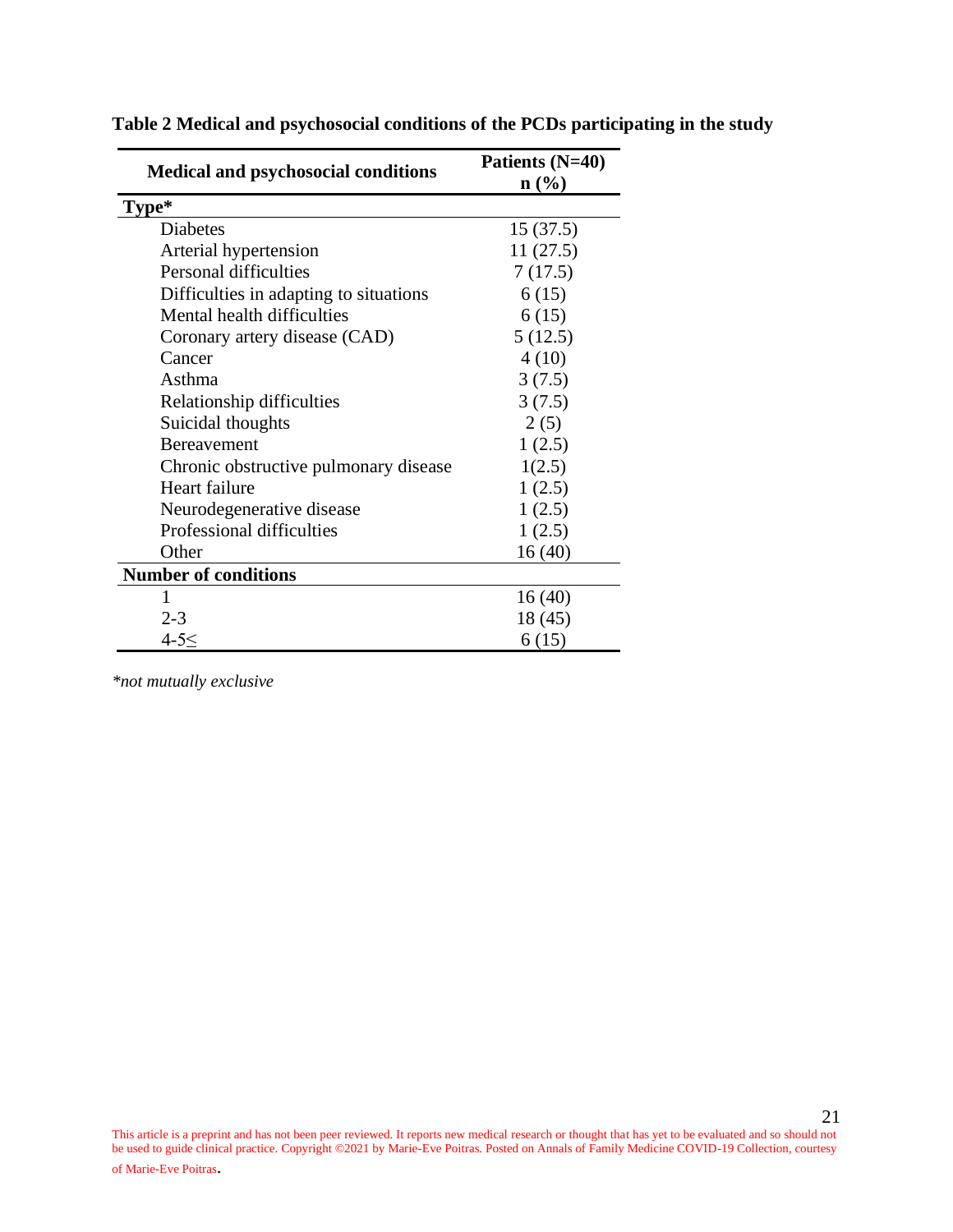**Table 2 Medical and psychosocial conditions of the PCDs participating in the study**

| Medical and psychosocial conditions | Patients (N=40) n (%) |
|---|---|
| **Type*** | |
| Diabetes | 15 (37.5) |
| Arterial hypertension | 11 (27.5) |
| Personal difficulties | 7 (17.5) |
| Difficulties in adapting to situations | 6 (15) |
| Mental health difficulties | 6 (15) |
| Coronary artery disease (CAD) | 5 (12.5) |
| Cancer | 4 (10) |
| Asthma | 3 (7.5) |
| Relationship difficulties | 3 (7.5) |
| Suicidal thoughts | 2 (5) |
| Bereavement | 1 (2.5) |
| Chronic obstructive pulmonary disease | 1(2.5) |
| Heart failure | 1 (2.5) |
| Neurodegenerative disease | 1 (2.5) |
| Professional difficulties | 1 (2.5) |
| Other | 16 (40) |
| **Number of conditions** | |
| 1 | 16 (40) |
| 2-3 | 18 (45) |
| 4-5≤ | 6 (15) |

*\*not mutually exclusive*

This article is a preprint and has not been peer reviewed. It reports new medical research or thought that has yet to be evaluated and so should not be used to guide clinical practice. Copyright ©2021 by Marie-Eve Poitras. Posted on Annals of Family Medicine COVID-19 Collection, courtesy of Marie-Eve Poitras.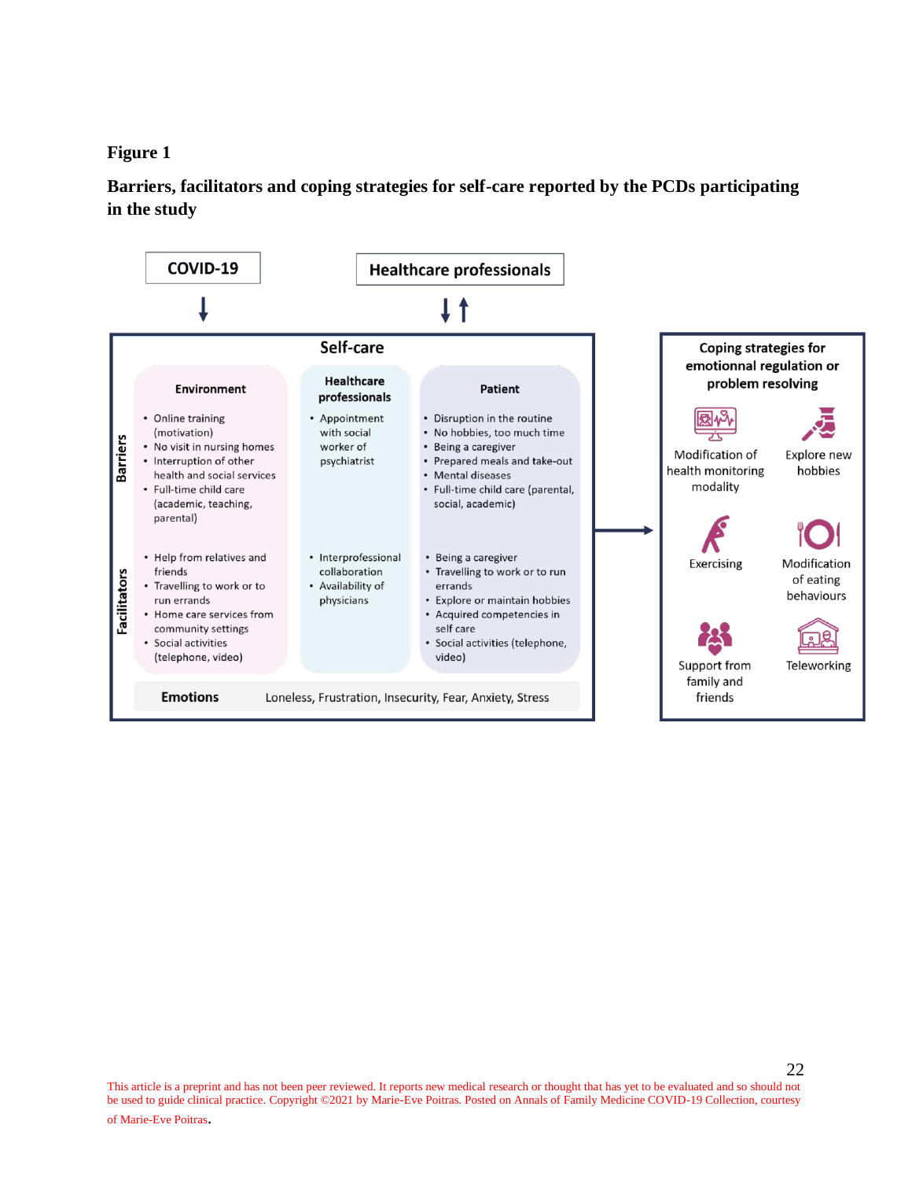**Figure 1**

**Barriers, facilitators and coping strategies for self-care reported by the PCDs participating in the study**

COVID-19

Healthcare professionals

Self-care

| | Environment | Healthcare professionals | Patient |
|---|---|---|---|
| Barriers | • Online training (motivation)<br>• No visit in nursing homes<br>• Interruption of other health and social services<br>• Full-time child care (academic, teaching, parental) | • Appointment with social worker of psychiatrist | • Disruption in the routine<br>• No hobbies, too much time<br>• Being a caregiver<br>• Prepared meals and take-out<br>• Mental diseases<br>• Full-time child care (parental, social, academic) |
| Facilitators | • Help from relatives and friends<br>• Travelling to work or to run errands<br>• Home care services from community settings<br>• Social activities (telephone, video) | • Interprofessional collaboration<br>• Availability of physicians | • Being a caregiver<br>• Travelling to work or to run errands<br>• Explore or maintain hobbies<br>• Acquired competencies in self care<br>• Social activities (telephone, video) |

**Emotions** Loneless, Frustration, Insecurity, Fear, Anxiety, Stress

**Coping strategies for emotionnal regulation or problem resolving**

- Modification of health monitoring modality
- Explore new hobbies
- Exercising
- Modification of eating behaviours
- Support from family and friends
- Teleworking

This article is a preprint and has not been peer reviewed. It reports new medical research or thought that has yet to be evaluated and so should not be used to guide clinical practice. Copyright ©2021 by Marie-Eve Poitras. Posted on Annals of Family Medicine COVID-19 Collection, courtesy of Marie-Eve Poitras.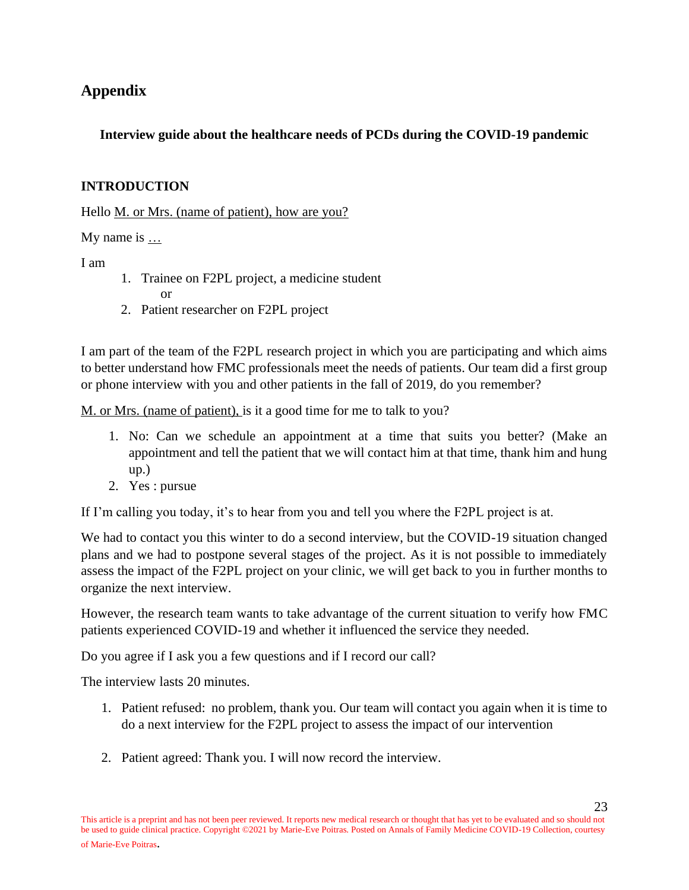# Appendix

### Interview guide about the healthcare needs of PCDs during the COVID-19 pandemic

## INTRODUCTION

Hello <u>M. or Mrs. (name of patient), how are you?</u>

My name is <u>…</u>

I am

1. Trainee on F2PL project, a medicine student
   or
2. Patient researcher on F2PL project

I am part of the team of the F2PL research project in which you are participating and which aims to better understand how FMC professionals meet the needs of patients. Our team did a first group or phone interview with you and other patients in the fall of 2019, do you remember?

<u>M. or Mrs. (name of patient),</u> is it a good time for me to talk to you?

1. No: Can we schedule an appointment at a time that suits you better? (Make an appointment and tell the patient that we will contact him at that time, thank him and hung up.)
2. Yes : pursue

If I'm calling you today, it's to hear from you and tell you where the F2PL project is at.

We had to contact you this winter to do a second interview, but the COVID-19 situation changed plans and we had to postpone several stages of the project. As it is not possible to immediately assess the impact of the F2PL project on your clinic, we will get back to you in further months to organize the next interview.

However, the research team wants to take advantage of the current situation to verify how FMC patients experienced COVID-19 and whether it influenced the service they needed.

Do you agree if I ask you a few questions and if I record our call?

The interview lasts 20 minutes.

1. Patient refused: no problem, thank you. Our team will contact you again when it is time to do a next interview for the F2PL project to assess the impact of our intervention

2. Patient agreed: Thank you. I will now record the interview.

This article is a preprint and has not been peer reviewed. It reports new medical research or thought that has yet to be evaluated and so should not be used to guide clinical practice. Copyright ©2021 by Marie-Eve Poitras. Posted on Annals of Family Medicine COVID-19 Collection, courtesy of Marie-Eve Poitras.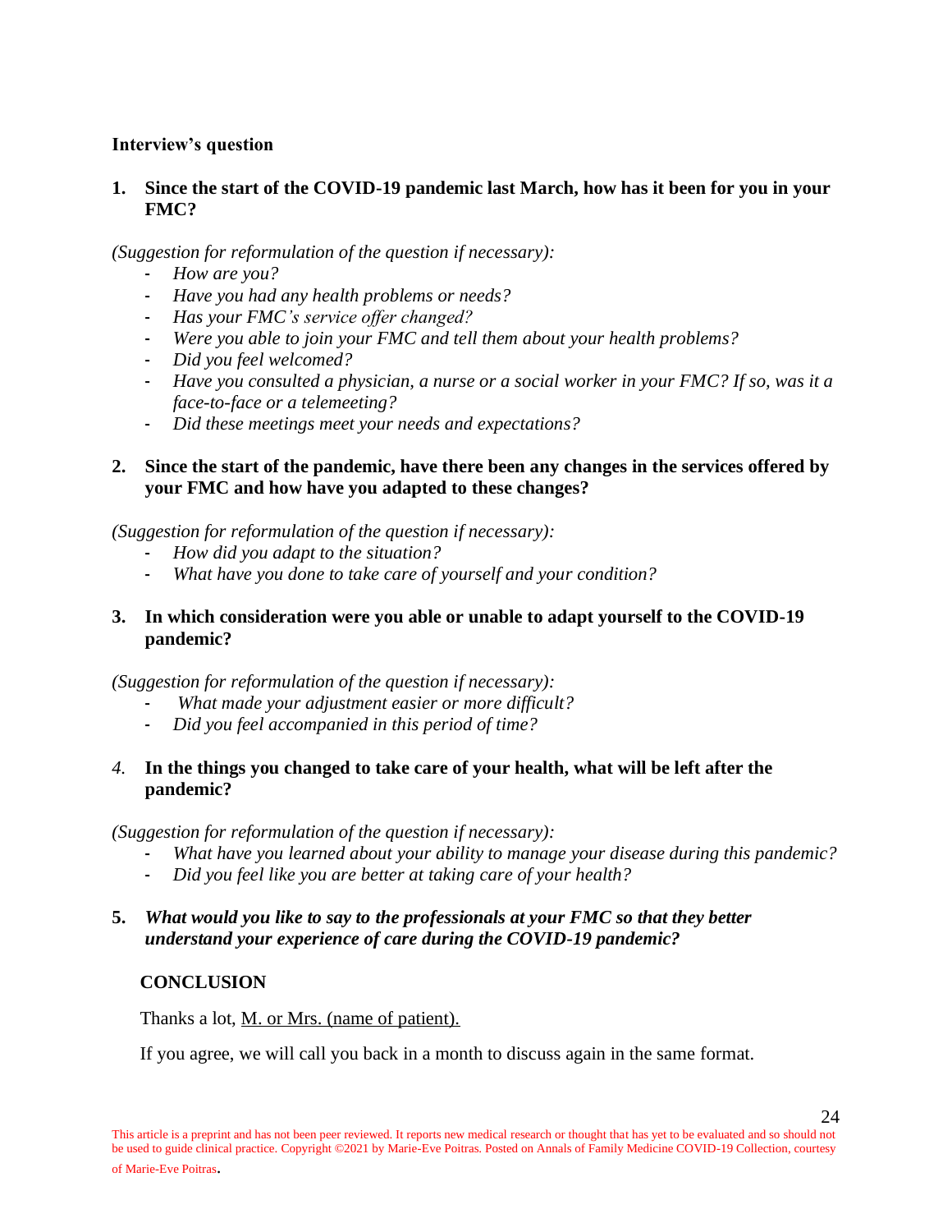**Interview's question**

1. **Since the start of the COVID-19 pandemic last March, how has it been for you in your FMC?**

*(Suggestion for reformulation of the question if necessary):*

- *How are you?*
- *Have you had any health problems or needs?*
- *Has your FMC's service offer changed?*
- *Were you able to join your FMC and tell them about your health problems?*
- *Did you feel welcomed?*
- *Have you consulted a physician, a nurse or a social worker in your FMC? If so, was it a face-to-face or a telemeeting?*
- *Did these meetings meet your needs and expectations?*

2. **Since the start of the pandemic, have there been any changes in the services offered by your FMC and how have you adapted to these changes?**

*(Suggestion for reformulation of the question if necessary):*

- *How did you adapt to the situation?*
- *What have you done to take care of yourself and your condition?*

3. **In which consideration were you able or unable to adapt yourself to the COVID-19 pandemic?**

*(Suggestion for reformulation of the question if necessary):*

- *What made your adjustment easier or more difficult?*
- *Did you feel accompanied in this period of time?*

4. **In the things you changed to take care of your health, what will be left after the pandemic?**

*(Suggestion for reformulation of the question if necessary):*

- *What have you learned about your ability to manage your disease during this pandemic?*
- *Did you feel like you are better at taking care of your health?*

5. ***What would you like to say to the professionals at your FMC so that they better understand your experience of care during the COVID-19 pandemic?***

**CONCLUSION**

Thanks a lot, M. or Mrs. (name of patient).

If you agree, we will call you back in a month to discuss again in the same format.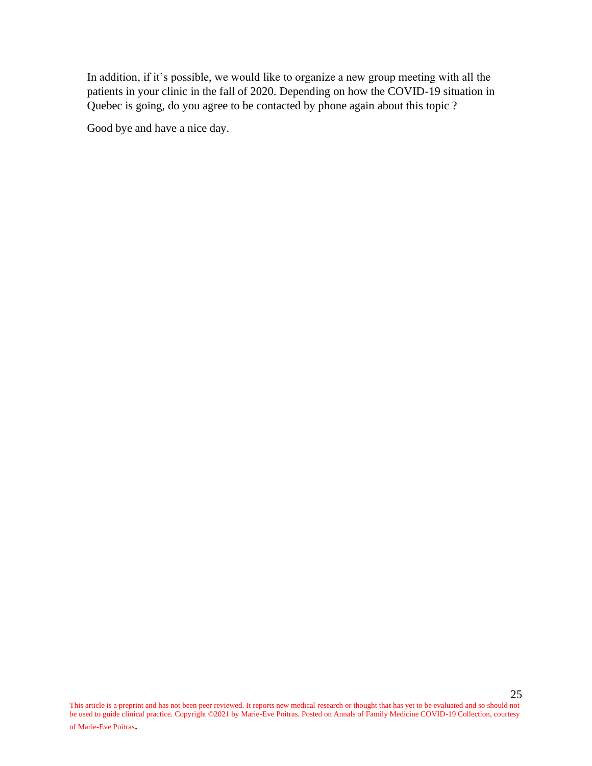In addition, if it's possible, we would like to organize a new group meeting with all the patients in your clinic in the fall of 2020. Depending on how the COVID-19 situation in Quebec is going, do you agree to be contacted by phone again about this topic ?

Good bye and have a nice day.